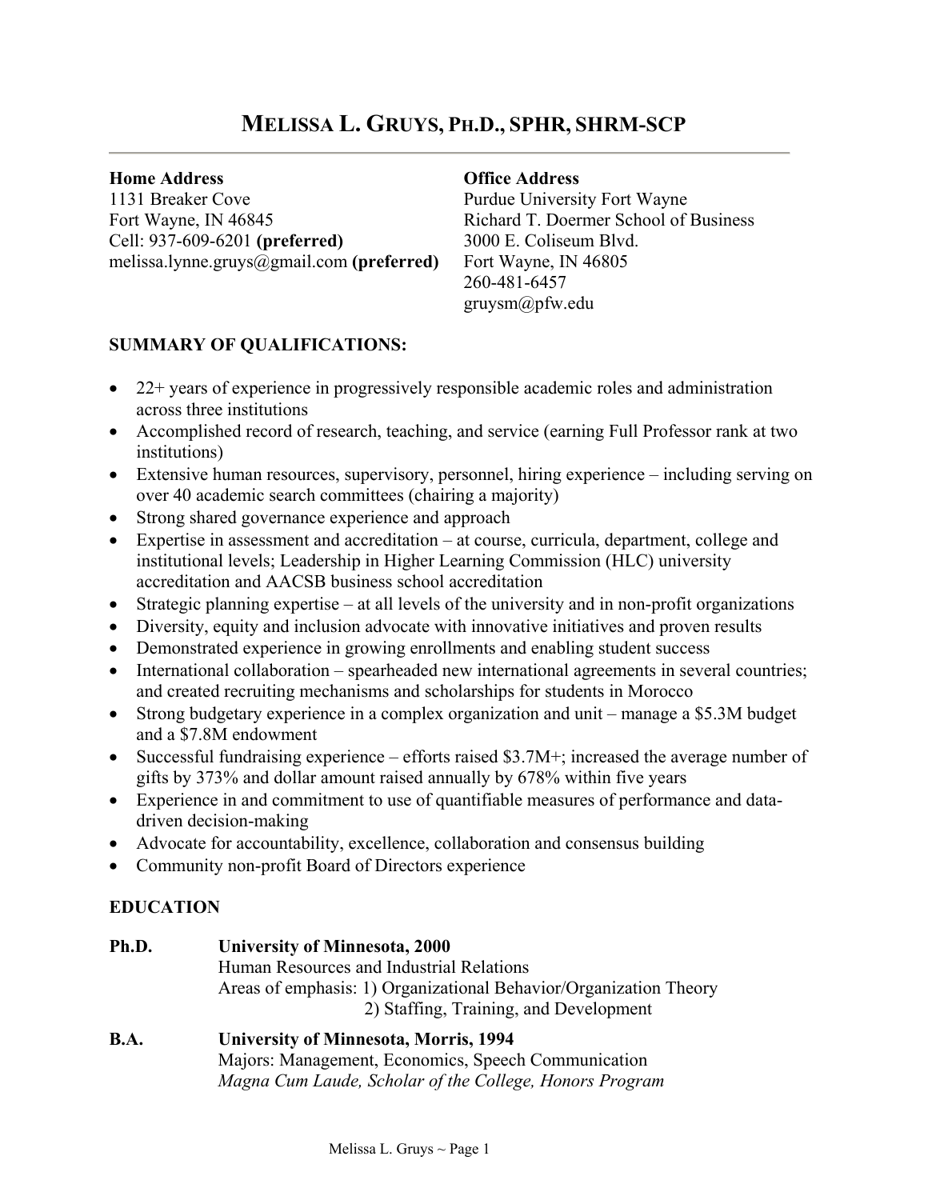# MELISSA L. GRUYS, PH.D., SPHR, SHRM-SCP

**Home Address**
1131 Breaker Cove
Fort Wayne, IN 46845
Cell: 937-609-6201 **(preferred)**
melissa.lynne.gruys@gmail.com **(preferred)**

**Office Address**
Purdue University Fort Wayne
Richard T. Doermer School of Business
3000 E. Coliseum Blvd.
Fort Wayne, IN 46805
260-481-6457
gruysm@pfw.edu

## SUMMARY OF QUALIFICATIONS:

- 22+ years of experience in progressively responsible academic roles and administration across three institutions
- Accomplished record of research, teaching, and service (earning Full Professor rank at two institutions)
- Extensive human resources, supervisory, personnel, hiring experience – including serving on over 40 academic search committees (chairing a majority)
- Strong shared governance experience and approach
- Expertise in assessment and accreditation – at course, curricula, department, college and institutional levels; Leadership in Higher Learning Commission (HLC) university accreditation and AACSB business school accreditation
- Strategic planning expertise – at all levels of the university and in non-profit organizations
- Diversity, equity and inclusion advocate with innovative initiatives and proven results
- Demonstrated experience in growing enrollments and enabling student success
- International collaboration – spearheaded new international agreements in several countries; and created recruiting mechanisms and scholarships for students in Morocco
- Strong budgetary experience in a complex organization and unit – manage a $5.3M budget and a $7.8M endowment
- Successful fundraising experience – efforts raised $3.7M+; increased the average number of gifts by 373% and dollar amount raised annually by 678% within five years
- Experience in and commitment to use of quantifiable measures of performance and data-driven decision-making
- Advocate for accountability, excellence, collaboration and consensus building
- Community non-profit Board of Directors experience

## EDUCATION

**Ph.D.** **University of Minnesota, 2000**
Human Resources and Industrial Relations
Areas of emphasis: 1) Organizational Behavior/Organization Theory
2) Staffing, Training, and Development

**B.A.** **University of Minnesota, Morris, 1994**
Majors: Management, Economics, Speech Communication
*Magna Cum Laude, Scholar of the College, Honors Program*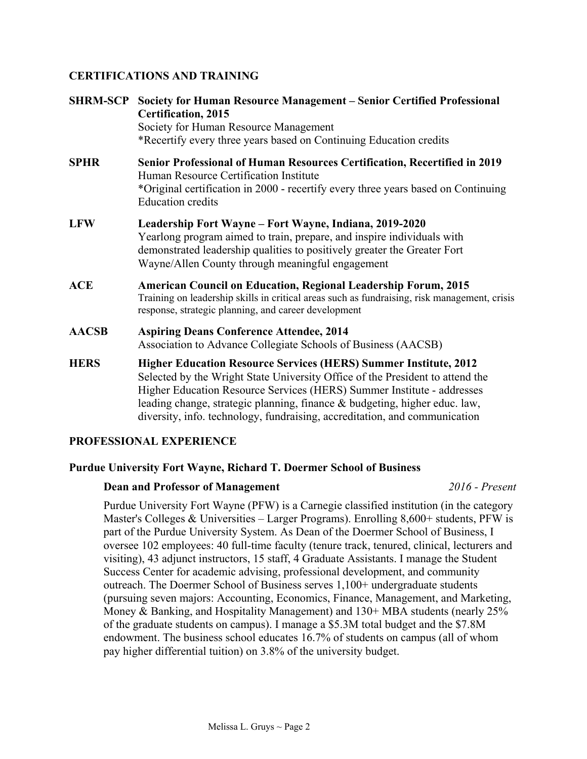## CERTIFICATIONS AND TRAINING

**SHRM-SCP** **Society for Human Resource Management – Senior Certified Professional Certification, 2015**
Society for Human Resource Management
*Recertify every three years based on Continuing Education credits

**SPHR** **Senior Professional of Human Resources Certification, Recertified in 2019**
Human Resource Certification Institute
*Original certification in 2000 - recertify every three years based on Continuing Education credits

**LFW** **Leadership Fort Wayne – Fort Wayne, Indiana, 2019-2020**
Yearlong program aimed to train, prepare, and inspire individuals with demonstrated leadership qualities to positively greater the Greater Fort Wayne/Allen County through meaningful engagement

**ACE** **American Council on Education, Regional Leadership Forum, 2015**
Training on leadership skills in critical areas such as fundraising, risk management, crisis response, strategic planning, and career development

**AACSB** **Aspiring Deans Conference Attendee, 2014**
Association to Advance Collegiate Schools of Business (AACSB)

**HERS** **Higher Education Resource Services (HERS) Summer Institute, 2012**
Selected by the Wright State University Office of the President to attend the Higher Education Resource Services (HERS) Summer Institute - addresses leading change, strategic planning, finance & budgeting, higher educ. law, diversity, info. technology, fundraising, accreditation, and communication

## PROFESSIONAL EXPERIENCE

### Purdue University Fort Wayne, Richard T. Doermer School of Business

**Dean and Professor of Management** *2016 - Present*

Purdue University Fort Wayne (PFW) is a Carnegie classified institution (in the category Master's Colleges & Universities – Larger Programs). Enrolling 8,600+ students, PFW is part of the Purdue University System. As Dean of the Doermer School of Business, I oversee 102 employees: 40 full-time faculty (tenure track, tenured, clinical, lecturers and visiting), 43 adjunct instructors, 15 staff, 4 Graduate Assistants. I manage the Student Success Center for academic advising, professional development, and community outreach. The Doermer School of Business serves 1,100+ undergraduate students (pursuing seven majors: Accounting, Economics, Finance, Management, and Marketing, Money & Banking, and Hospitality Management) and 130+ MBA students (nearly 25% of the graduate students on campus). I manage a $5.3M total budget and the $7.8M endowment. The business school educates 16.7% of students on campus (all of whom pay higher differential tuition) on 3.8% of the university budget.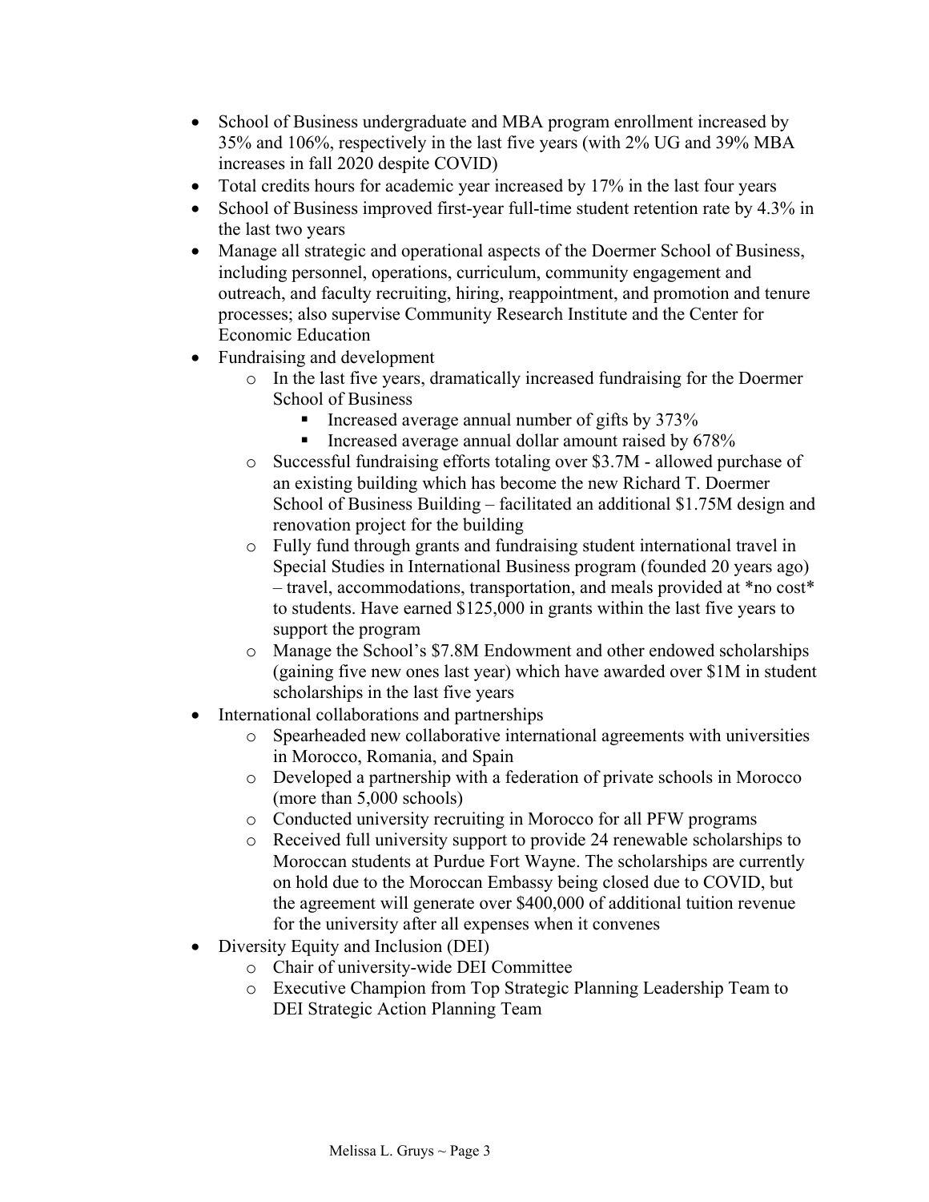- School of Business undergraduate and MBA program enrollment increased by 35% and 106%, respectively in the last five years (with 2% UG and 39% MBA increases in fall 2020 despite COVID)
- Total credits hours for academic year increased by 17% in the last four years
- School of Business improved first-year full-time student retention rate by 4.3% in the last two years
- Manage all strategic and operational aspects of the Doermer School of Business, including personnel, operations, curriculum, community engagement and outreach, and faculty recruiting, hiring, reappointment, and promotion and tenure processes; also supervise Community Research Institute and the Center for Economic Education
- Fundraising and development
  - In the last five years, dramatically increased fundraising for the Doermer School of Business
    - Increased average annual number of gifts by 373%
    - Increased average annual dollar amount raised by 678%
  - Successful fundraising efforts totaling over $3.7M - allowed purchase of an existing building which has become the new Richard T. Doermer School of Business Building – facilitated an additional $1.75M design and renovation project for the building
  - Fully fund through grants and fundraising student international travel in Special Studies in International Business program (founded 20 years ago) – travel, accommodations, transportation, and meals provided at *no cost* to students. Have earned $125,000 in grants within the last five years to support the program
  - Manage the School's $7.8M Endowment and other endowed scholarships (gaining five new ones last year) which have awarded over $1M in student scholarships in the last five years
- International collaborations and partnerships
  - Spearheaded new collaborative international agreements with universities in Morocco, Romania, and Spain
  - Developed a partnership with a federation of private schools in Morocco (more than 5,000 schools)
  - Conducted university recruiting in Morocco for all PFW programs
  - Received full university support to provide 24 renewable scholarships to Moroccan students at Purdue Fort Wayne. The scholarships are currently on hold due to the Moroccan Embassy being closed due to COVID, but the agreement will generate over $400,000 of additional tuition revenue for the university after all expenses when it convenes
- Diversity Equity and Inclusion (DEI)
  - Chair of university-wide DEI Committee
  - Executive Champion from Top Strategic Planning Leadership Team to DEI Strategic Action Planning Team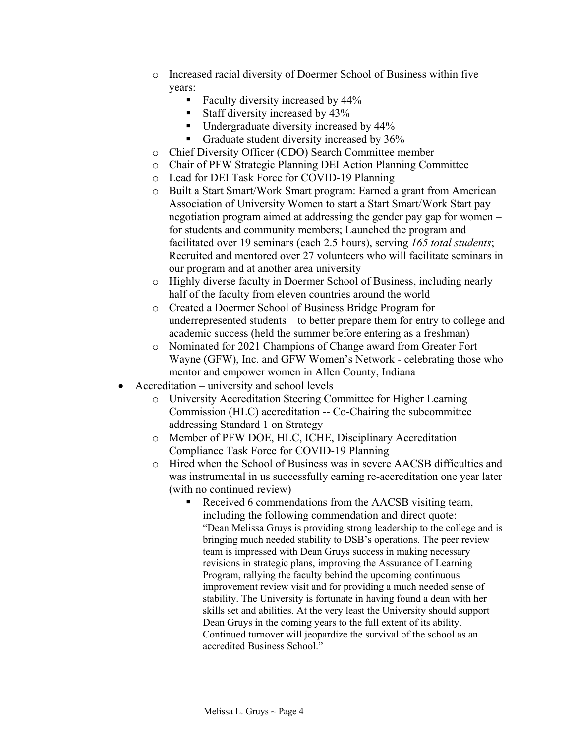- Increased racial diversity of Doermer School of Business within five years:
        - Faculty diversity increased by 44%
        - Staff diversity increased by 43%
        - Undergraduate diversity increased by 44%
        - Graduate student diversity increased by 36%
    - Chief Diversity Officer (CDO) Search Committee member
    - Chair of PFW Strategic Planning DEI Action Planning Committee
    - Lead for DEI Task Force for COVID-19 Planning
    - Built a Start Smart/Work Smart program: Earned a grant from American Association of University Women to start a Start Smart/Work Start pay negotiation program aimed at addressing the gender pay gap for women – for students and community members; Launched the program and facilitated over 19 seminars (each 2.5 hours), serving *165 total students*; Recruited and mentored over 27 volunteers who will facilitate seminars in our program and at another area university
    - Highly diverse faculty in Doermer School of Business, including nearly half of the faculty from eleven countries around the world
    - Created a Doermer School of Business Bridge Program for underrepresented students – to better prepare them for entry to college and academic success (held the summer before entering as a freshman)
    - Nominated for 2021 Champions of Change award from Greater Fort Wayne (GFW), Inc. and GFW Women's Network - celebrating those who mentor and empower women in Allen County, Indiana
- Accreditation – university and school levels
    - University Accreditation Steering Committee for Higher Learning Commission (HLC) accreditation -- Co-Chairing the subcommittee addressing Standard 1 on Strategy
    - Member of PFW DOE, HLC, ICHE, Disciplinary Accreditation Compliance Task Force for COVID-19 Planning
    - Hired when the School of Business was in severe AACSB difficulties and was instrumental in us successfully earning re-accreditation one year later (with no continued review)
        - Received 6 commendations from the AACSB visiting team, including the following commendation and direct quote: "<u>Dean Melissa Gruys is providing strong leadership to the college and is bringing much needed stability to DSB's operations</u>. The peer review team is impressed with Dean Gruys success in making necessary revisions in strategic plans, improving the Assurance of Learning Program, rallying the faculty behind the upcoming continuous improvement review visit and for providing a much needed sense of stability. The University is fortunate in having found a dean with her skills set and abilities. At the very least the University should support Dean Gruys in the coming years to the full extent of its ability. Continued turnover will jeopardize the survival of the school as an accredited Business School."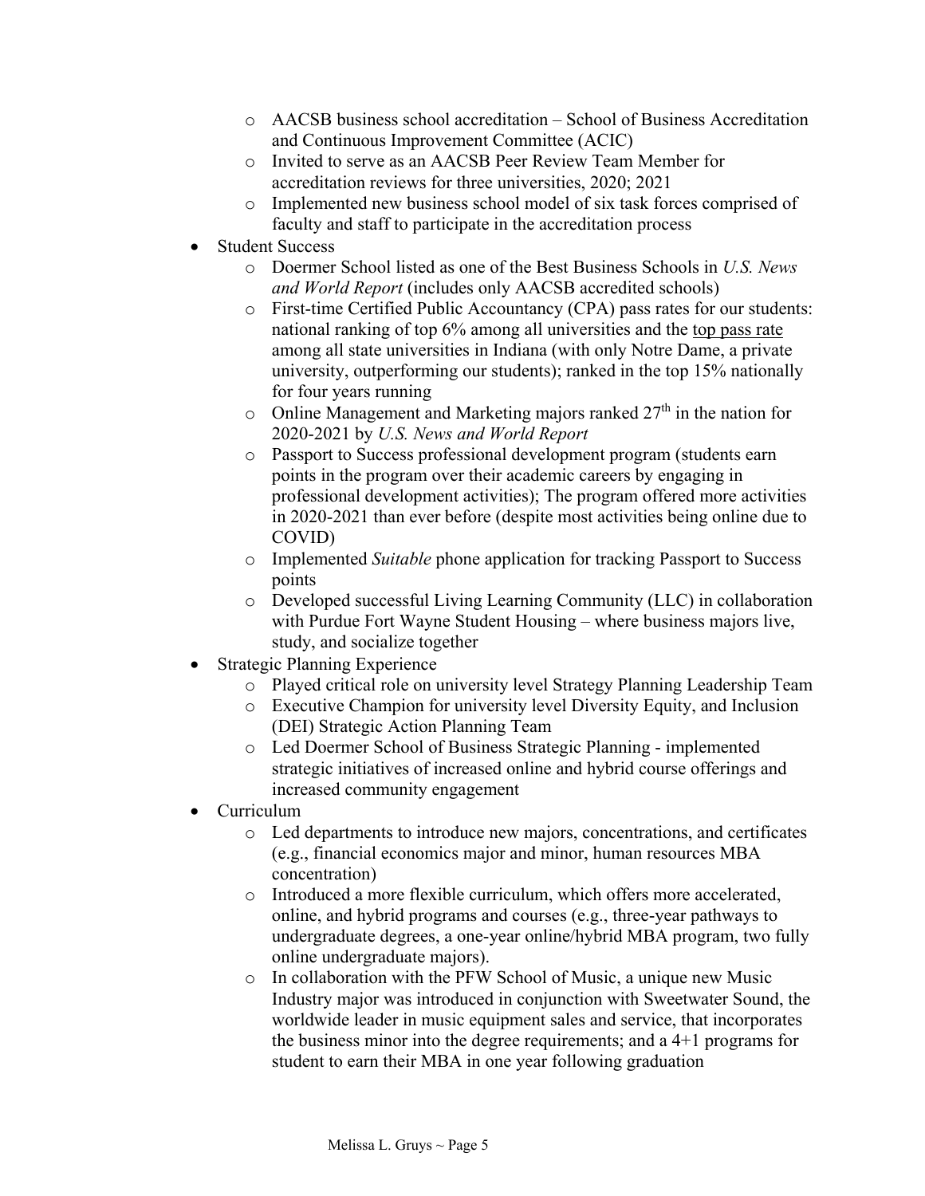- AACSB business school accreditation – School of Business Accreditation and Continuous Improvement Committee (ACIC)
  - Invited to serve as an AACSB Peer Review Team Member for accreditation reviews for three universities, 2020; 2021
  - Implemented new business school model of six task forces comprised of faculty and staff to participate in the accreditation process
- Student Success
  - Doermer School listed as one of the Best Business Schools in *U.S. News and World Report* (includes only AACSB accredited schools)
  - First-time Certified Public Accountancy (CPA) pass rates for our students: national ranking of top 6% among all universities and the <u>top pass rate</u> among all state universities in Indiana (with only Notre Dame, a private university, outperforming our students); ranked in the top 15% nationally for four years running
  - Online Management and Marketing majors ranked 27th in the nation for 2020-2021 by *U.S. News and World Report*
  - Passport to Success professional development program (students earn points in the program over their academic careers by engaging in professional development activities); The program offered more activities in 2020-2021 than ever before (despite most activities being online due to COVID)
  - Implemented *Suitable* phone application for tracking Passport to Success points
  - Developed successful Living Learning Community (LLC) in collaboration with Purdue Fort Wayne Student Housing – where business majors live, study, and socialize together
- Strategic Planning Experience
  - Played critical role on university level Strategy Planning Leadership Team
  - Executive Champion for university level Diversity Equity, and Inclusion (DEI) Strategic Action Planning Team
  - Led Doermer School of Business Strategic Planning - implemented strategic initiatives of increased online and hybrid course offerings and increased community engagement
- Curriculum
  - Led departments to introduce new majors, concentrations, and certificates (e.g., financial economics major and minor, human resources MBA concentration)
  - Introduced a more flexible curriculum, which offers more accelerated, online, and hybrid programs and courses (e.g., three-year pathways to undergraduate degrees, a one-year online/hybrid MBA program, two fully online undergraduate majors).
  - In collaboration with the PFW School of Music, a unique new Music Industry major was introduced in conjunction with Sweetwater Sound, the worldwide leader in music equipment sales and service, that incorporates the business minor into the degree requirements; and a 4+1 programs for student to earn their MBA in one year following graduation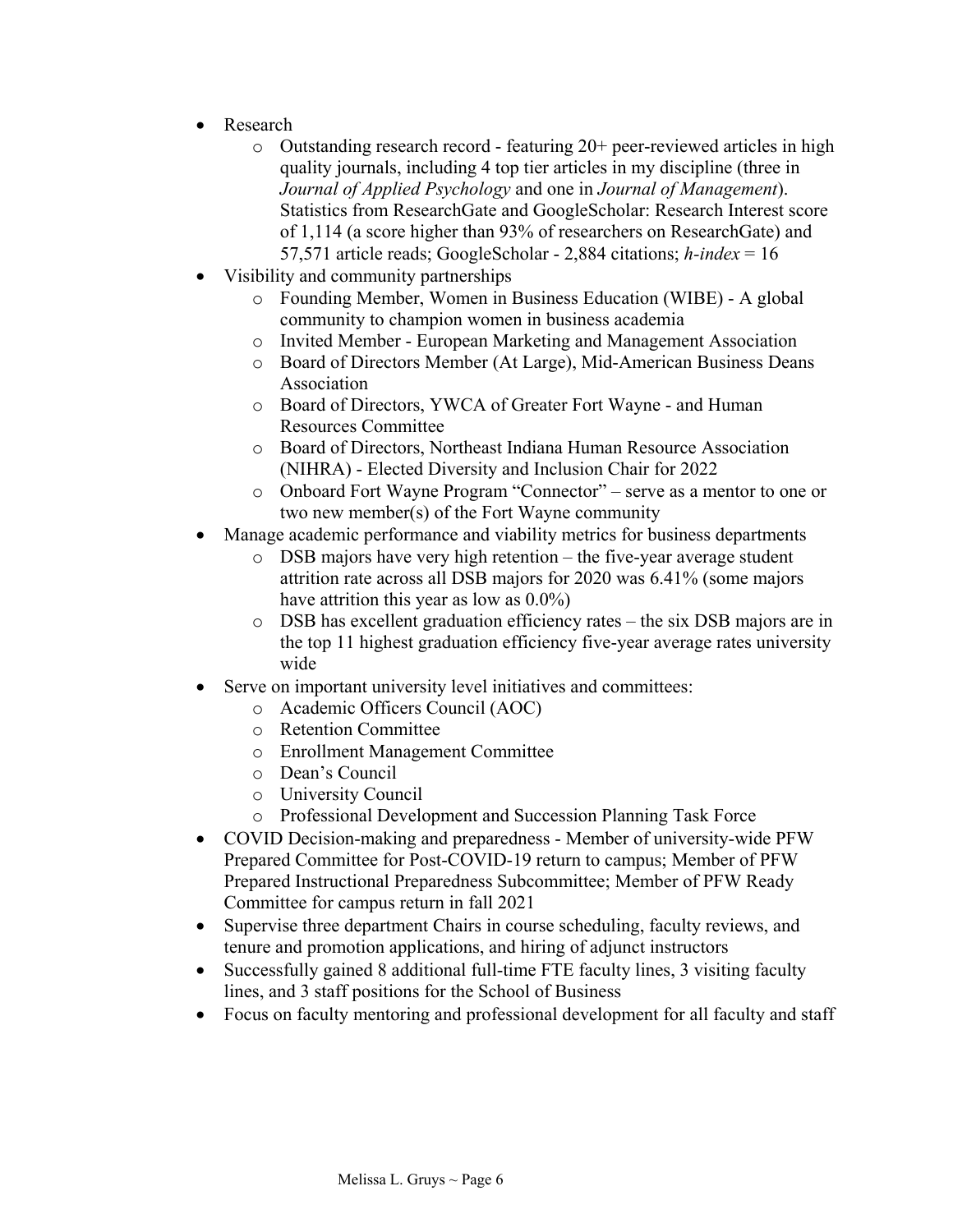- Research
  - Outstanding research record - featuring 20+ peer-reviewed articles in high quality journals, including 4 top tier articles in my discipline (three in *Journal of Applied Psychology* and one in *Journal of Management*). Statistics from ResearchGate and GoogleScholar: Research Interest score of 1,114 (a score higher than 93% of researchers on ResearchGate) and 57,571 article reads; GoogleScholar - 2,884 citations; *h-index* = 16
- Visibility and community partnerships
  - Founding Member, Women in Business Education (WIBE) - A global community to champion women in business academia
  - Invited Member - European Marketing and Management Association
  - Board of Directors Member (At Large), Mid-American Business Deans Association
  - Board of Directors, YWCA of Greater Fort Wayne - and Human Resources Committee
  - Board of Directors, Northeast Indiana Human Resource Association (NIHRA) - Elected Diversity and Inclusion Chair for 2022
  - Onboard Fort Wayne Program "Connector" – serve as a mentor to one or two new member(s) of the Fort Wayne community
- Manage academic performance and viability metrics for business departments
  - DSB majors have very high retention – the five-year average student attrition rate across all DSB majors for 2020 was 6.41% (some majors have attrition this year as low as 0.0%)
  - DSB has excellent graduation efficiency rates – the six DSB majors are in the top 11 highest graduation efficiency five-year average rates university wide
- Serve on important university level initiatives and committees:
  - Academic Officers Council (AOC)
  - Retention Committee
  - Enrollment Management Committee
  - Dean's Council
  - University Council
  - Professional Development and Succession Planning Task Force
- COVID Decision-making and preparedness - Member of university-wide PFW Prepared Committee for Post-COVID-19 return to campus; Member of PFW Prepared Instructional Preparedness Subcommittee; Member of PFW Ready Committee for campus return in fall 2021
- Supervise three department Chairs in course scheduling, faculty reviews, and tenure and promotion applications, and hiring of adjunct instructors
- Successfully gained 8 additional full-time FTE faculty lines, 3 visiting faculty lines, and 3 staff positions for the School of Business
- Focus on faculty mentoring and professional development for all faculty and staff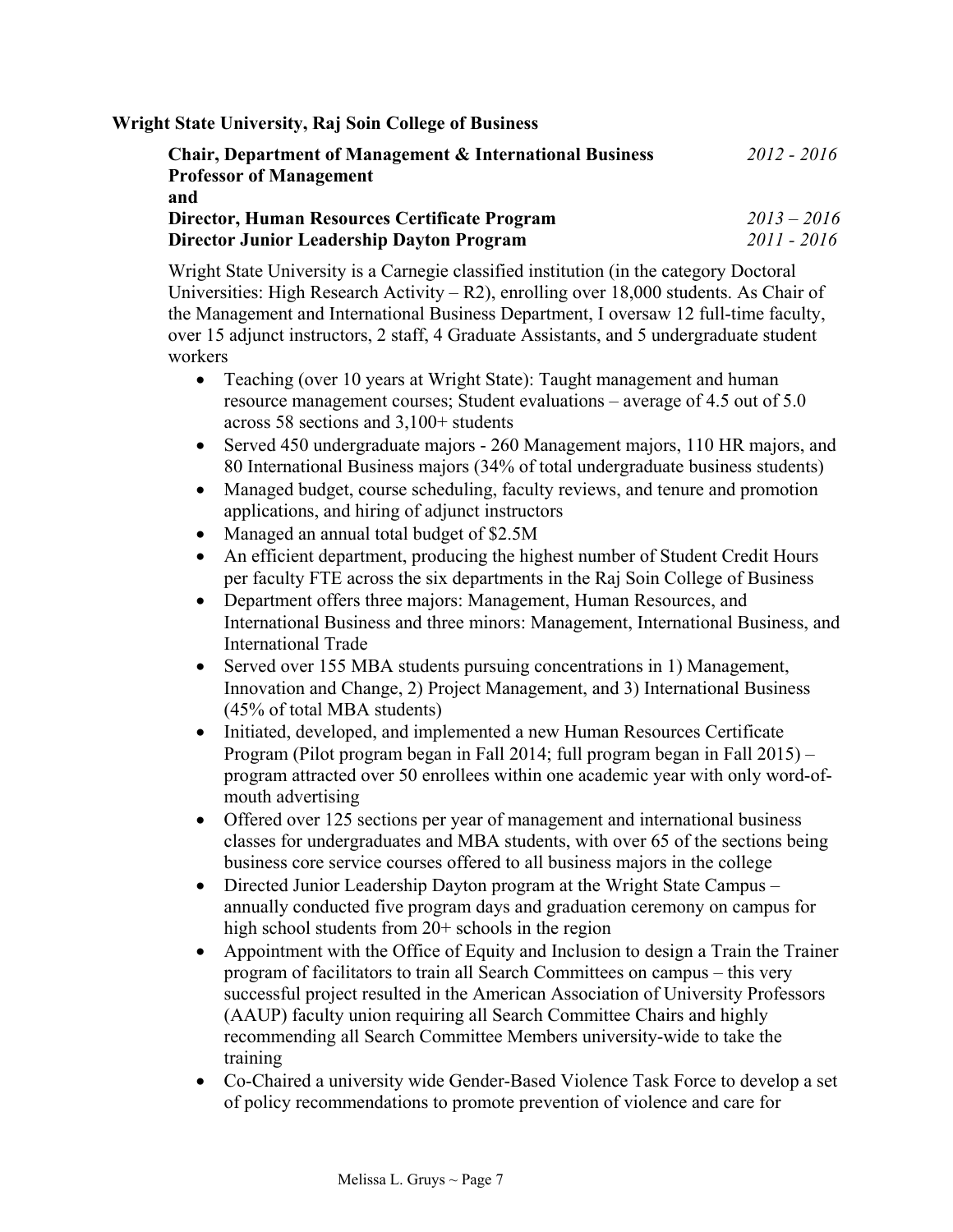**Wright State University, Raj Soin College of Business**

**Chair, Department of Management & International Business** *2012 - 2016*
**Professor of Management**
**and**
**Director, Human Resources Certificate Program** *2013 – 2016*
**Director Junior Leadership Dayton Program** *2011 - 2016*

Wright State University is a Carnegie classified institution (in the category Doctoral Universities: High Research Activity – R2), enrolling over 18,000 students. As Chair of the Management and International Business Department, I oversaw 12 full-time faculty, over 15 adjunct instructors, 2 staff, 4 Graduate Assistants, and 5 undergraduate student workers

- Teaching (over 10 years at Wright State): Taught management and human resource management courses; Student evaluations – average of 4.5 out of 5.0 across 58 sections and 3,100+ students
- Served 450 undergraduate majors - 260 Management majors, 110 HR majors, and 80 International Business majors (34% of total undergraduate business students)
- Managed budget, course scheduling, faculty reviews, and tenure and promotion applications, and hiring of adjunct instructors
- Managed an annual total budget of $2.5M
- An efficient department, producing the highest number of Student Credit Hours per faculty FTE across the six departments in the Raj Soin College of Business
- Department offers three majors: Management, Human Resources, and International Business and three minors: Management, International Business, and International Trade
- Served over 155 MBA students pursuing concentrations in 1) Management, Innovation and Change, 2) Project Management, and 3) International Business (45% of total MBA students)
- Initiated, developed, and implemented a new Human Resources Certificate Program (Pilot program began in Fall 2014; full program began in Fall 2015) – program attracted over 50 enrollees within one academic year with only word-of-mouth advertising
- Offered over 125 sections per year of management and international business classes for undergraduates and MBA students, with over 65 of the sections being business core service courses offered to all business majors in the college
- Directed Junior Leadership Dayton program at the Wright State Campus – annually conducted five program days and graduation ceremony on campus for high school students from 20+ schools in the region
- Appointment with the Office of Equity and Inclusion to design a Train the Trainer program of facilitators to train all Search Committees on campus – this very successful project resulted in the American Association of University Professors (AAUP) faculty union requiring all Search Committee Chairs and highly recommending all Search Committee Members university-wide to take the training
- Co-Chaired a university wide Gender-Based Violence Task Force to develop a set of policy recommendations to promote prevention of violence and care for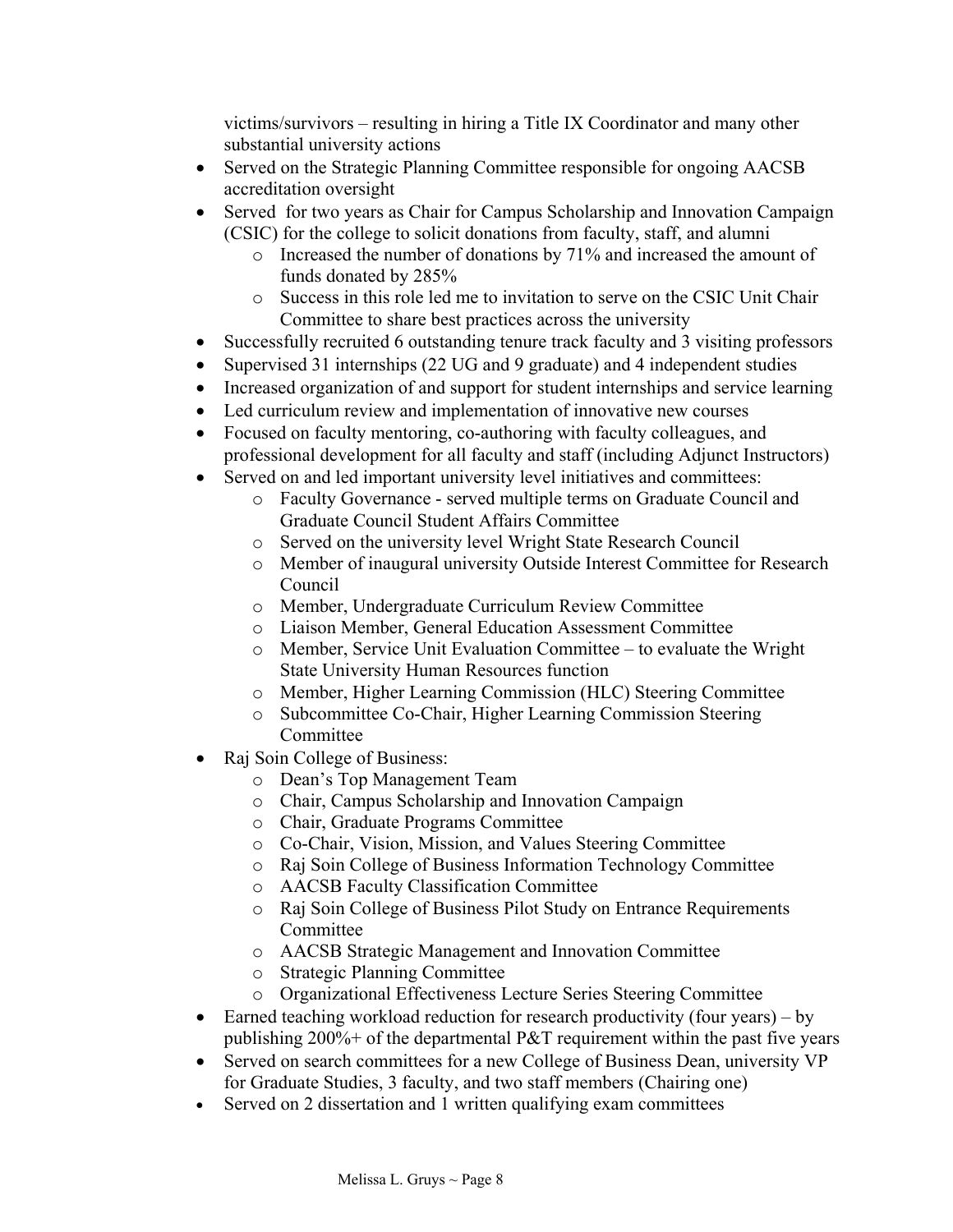victims/survivors – resulting in hiring a Title IX Coordinator and many other substantial university actions

- Served on the Strategic Planning Committee responsible for ongoing AACSB accreditation oversight
- Served for two years as Chair for Campus Scholarship and Innovation Campaign (CSIC) for the college to solicit donations from faculty, staff, and alumni
  - Increased the number of donations by 71% and increased the amount of funds donated by 285%
  - Success in this role led me to invitation to serve on the CSIC Unit Chair Committee to share best practices across the university
- Successfully recruited 6 outstanding tenure track faculty and 3 visiting professors
- Supervised 31 internships (22 UG and 9 graduate) and 4 independent studies
- Increased organization of and support for student internships and service learning
- Led curriculum review and implementation of innovative new courses
- Focused on faculty mentoring, co-authoring with faculty colleagues, and professional development for all faculty and staff (including Adjunct Instructors)
- Served on and led important university level initiatives and committees:
  - Faculty Governance - served multiple terms on Graduate Council and Graduate Council Student Affairs Committee
  - Served on the university level Wright State Research Council
  - Member of inaugural university Outside Interest Committee for Research Council
  - Member, Undergraduate Curriculum Review Committee
  - Liaison Member, General Education Assessment Committee
  - Member, Service Unit Evaluation Committee – to evaluate the Wright State University Human Resources function
  - Member, Higher Learning Commission (HLC) Steering Committee
  - Subcommittee Co-Chair, Higher Learning Commission Steering Committee
- Raj Soin College of Business:
  - Dean's Top Management Team
  - Chair, Campus Scholarship and Innovation Campaign
  - Chair, Graduate Programs Committee
  - Co-Chair, Vision, Mission, and Values Steering Committee
  - Raj Soin College of Business Information Technology Committee
  - AACSB Faculty Classification Committee
  - Raj Soin College of Business Pilot Study on Entrance Requirements Committee
  - AACSB Strategic Management and Innovation Committee
  - Strategic Planning Committee
  - Organizational Effectiveness Lecture Series Steering Committee
- Earned teaching workload reduction for research productivity (four years) – by publishing 200%+ of the departmental P&T requirement within the past five years
- Served on search committees for a new College of Business Dean, university VP for Graduate Studies, 3 faculty, and two staff members (Chairing one)
- Served on 2 dissertation and 1 written qualifying exam committees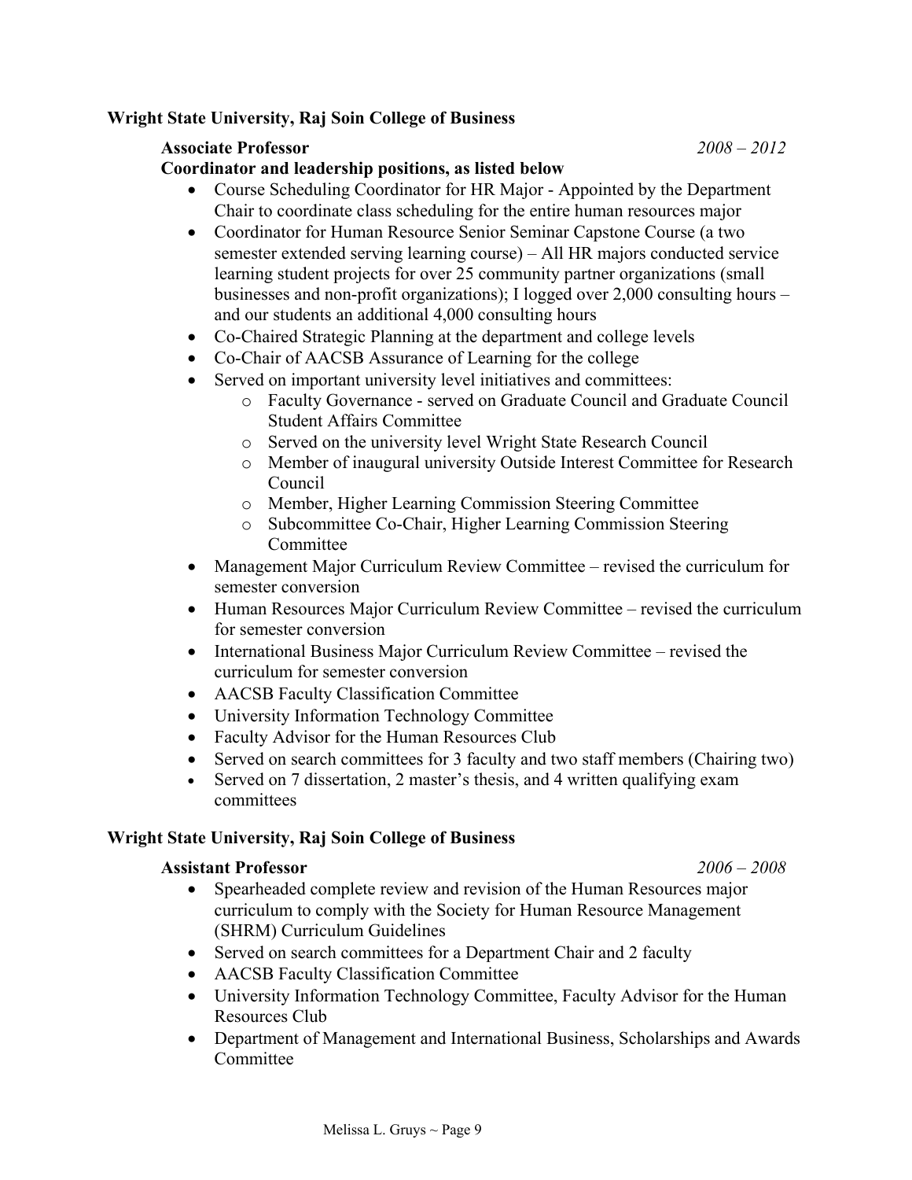**Wright State University, Raj Soin College of Business**

**Associate Professor** *2008 – 2012*

**Coordinator and leadership positions, as listed below**

- Course Scheduling Coordinator for HR Major - Appointed by the Department Chair to coordinate class scheduling for the entire human resources major
- Coordinator for Human Resource Senior Seminar Capstone Course (a two semester extended serving learning course) – All HR majors conducted service learning student projects for over 25 community partner organizations (small businesses and non-profit organizations); I logged over 2,000 consulting hours – and our students an additional 4,000 consulting hours
- Co-Chaired Strategic Planning at the department and college levels
- Co-Chair of AACSB Assurance of Learning for the college
- Served on important university level initiatives and committees:
  - Faculty Governance - served on Graduate Council and Graduate Council Student Affairs Committee
  - Served on the university level Wright State Research Council
  - Member of inaugural university Outside Interest Committee for Research Council
  - Member, Higher Learning Commission Steering Committee
  - Subcommittee Co-Chair, Higher Learning Commission Steering Committee
- Management Major Curriculum Review Committee – revised the curriculum for semester conversion
- Human Resources Major Curriculum Review Committee – revised the curriculum for semester conversion
- International Business Major Curriculum Review Committee – revised the curriculum for semester conversion
- AACSB Faculty Classification Committee
- University Information Technology Committee
- Faculty Advisor for the Human Resources Club
- Served on search committees for 3 faculty and two staff members (Chairing two)
- Served on 7 dissertation, 2 master's thesis, and 4 written qualifying exam committees

**Wright State University, Raj Soin College of Business**

**Assistant Professor** *2006 – 2008*

- Spearheaded complete review and revision of the Human Resources major curriculum to comply with the Society for Human Resource Management (SHRM) Curriculum Guidelines
- Served on search committees for a Department Chair and 2 faculty
- AACSB Faculty Classification Committee
- University Information Technology Committee, Faculty Advisor for the Human Resources Club
- Department of Management and International Business, Scholarships and Awards Committee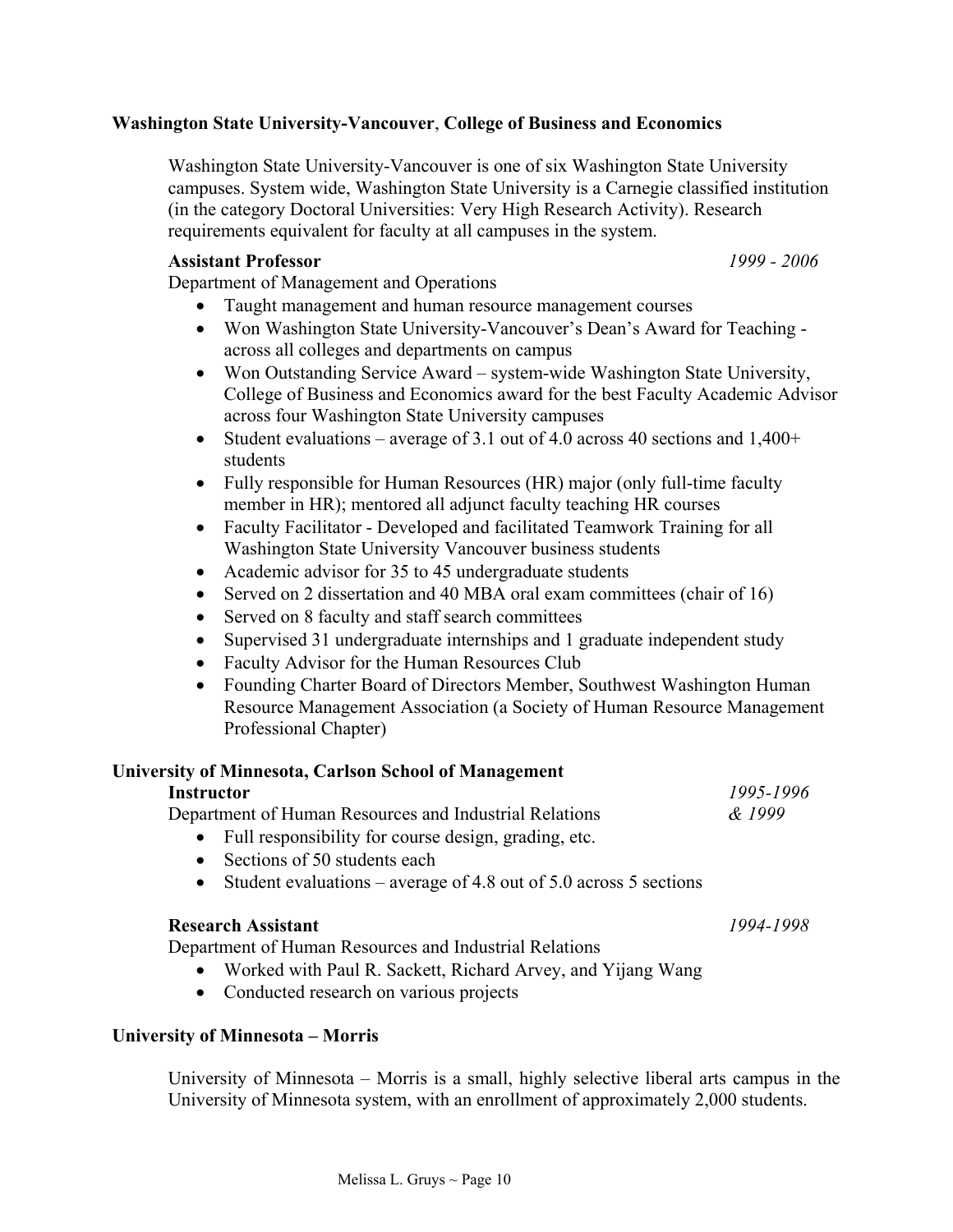**Washington State University-Vancouver**, **College of Business and Economics**

Washington State University-Vancouver is one of six Washington State University campuses. System wide, Washington State University is a Carnegie classified institution (in the category Doctoral Universities: Very High Research Activity). Research requirements equivalent for faculty at all campuses in the system.

**Assistant Professor** *1999 - 2006*

Department of Management and Operations

- Taught management and human resource management courses
- Won Washington State University-Vancouver's Dean's Award for Teaching - across all colleges and departments on campus
- Won Outstanding Service Award – system-wide Washington State University, College of Business and Economics award for the best Faculty Academic Advisor across four Washington State University campuses
- Student evaluations – average of 3.1 out of 4.0 across 40 sections and 1,400+ students
- Fully responsible for Human Resources (HR) major (only full-time faculty member in HR); mentored all adjunct faculty teaching HR courses
- Faculty Facilitator - Developed and facilitated Teamwork Training for all Washington State University Vancouver business students
- Academic advisor for 35 to 45 undergraduate students
- Served on 2 dissertation and 40 MBA oral exam committees (chair of 16)
- Served on 8 faculty and staff search committees
- Supervised 31 undergraduate internships and 1 graduate independent study
- Faculty Advisor for the Human Resources Club
- Founding Charter Board of Directors Member, Southwest Washington Human Resource Management Association (a Society of Human Resource Management Professional Chapter)

**University of Minnesota, Carlson School of Management**

**Instructor** *1995-1996 & 1999*

Department of Human Resources and Industrial Relations

- Full responsibility for course design, grading, etc.
- Sections of 50 students each
- Student evaluations – average of 4.8 out of 5.0 across 5 sections

**Research Assistant** *1994-1998*

Department of Human Resources and Industrial Relations

- Worked with Paul R. Sackett, Richard Arvey, and Yijang Wang
- Conducted research on various projects

**University of Minnesota – Morris**

University of Minnesota – Morris is a small, highly selective liberal arts campus in the University of Minnesota system, with an enrollment of approximately 2,000 students.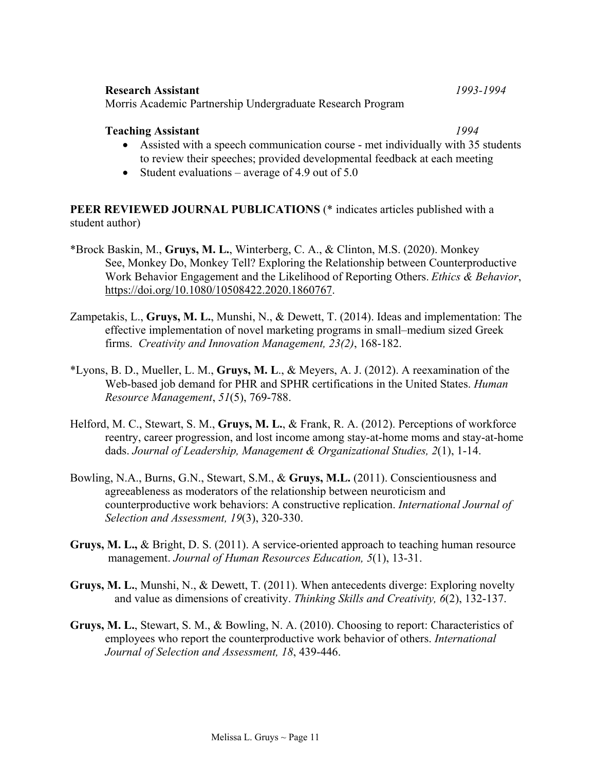**Research Assistant** *1993-1994*
Morris Academic Partnership Undergraduate Research Program

**Teaching Assistant** *1994*

- Assisted with a speech communication course - met individually with 35 students to review their speeches; provided developmental feedback at each meeting
- Student evaluations – average of 4.9 out of 5.0

**PEER REVIEWED JOURNAL PUBLICATIONS** (* indicates articles published with a student author)

*Brock Baskin, M., **Gruys, M. L.**, Winterberg, C. A., & Clinton, M.S. (2020). Monkey See, Monkey Do, Monkey Tell? Exploring the Relationship between Counterproductive Work Behavior Engagement and the Likelihood of Reporting Others. *Ethics & Behavior*, https://doi.org/10.1080/10508422.2020.1860767.

Zampetakis, L., **Gruys, M. L.**, Munshi, N., & Dewett, T. (2014). Ideas and implementation: The effective implementation of novel marketing programs in small–medium sized Greek firms. *Creativity and Innovation Management, 23(2)*, 168-182.

*Lyons, B. D., Mueller, L. M., **Gruys, M. L**., & Meyers, A. J. (2012). A reexamination of the Web-based job demand for PHR and SPHR certifications in the United States. *Human Resource Management*, *51*(5), 769-788.

Helford, M. C., Stewart, S. M., **Gruys, M. L.**, & Frank, R. A. (2012). Perceptions of workforce reentry, career progression, and lost income among stay-at-home moms and stay-at-home dads. *Journal of Leadership, Management & Organizational Studies, 2*(1), 1-14.

Bowling, N.A., Burns, G.N., Stewart, S.M., & **Gruys, M.L.** (2011). Conscientiousness and agreeableness as moderators of the relationship between neuroticism and counterproductive work behaviors: A constructive replication. *International Journal of Selection and Assessment, 19*(3), 320-330.

**Gruys, M. L.,** & Bright, D. S. (2011). A service-oriented approach to teaching human resource management. *Journal of Human Resources Education, 5*(1), 13-31.

**Gruys, M. L.**, Munshi, N., & Dewett, T. (2011). When antecedents diverge: Exploring novelty and value as dimensions of creativity. *Thinking Skills and Creativity, 6*(2), 132-137.

**Gruys, M. L.**, Stewart, S. M., & Bowling, N. A. (2010). Choosing to report: Characteristics of employees who report the counterproductive work behavior of others. *International Journal of Selection and Assessment, 18*, 439-446.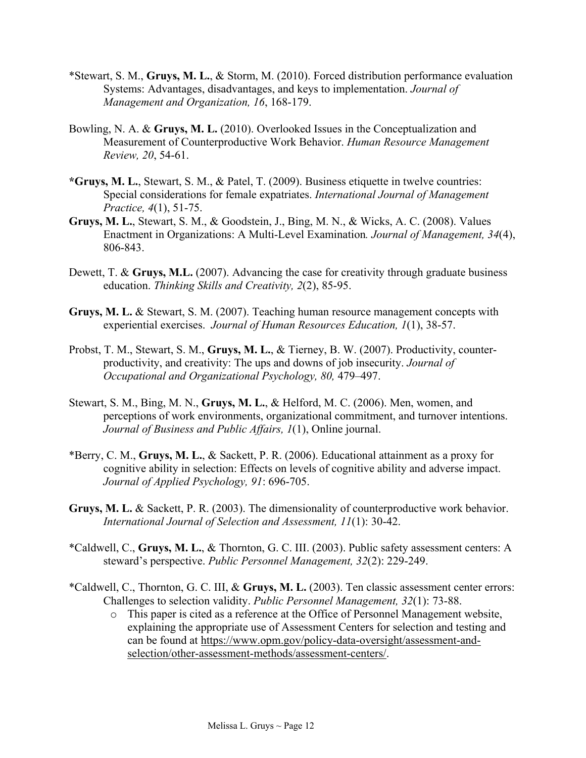*Stewart, S. M., **Gruys, M. L.**, & Storm, M. (2010). Forced distribution performance evaluation Systems: Advantages, disadvantages, and keys to implementation. *Journal of Management and Organization, 16*, 168-179.

Bowling, N. A. & **Gruys, M. L.** (2010). Overlooked Issues in the Conceptualization and Measurement of Counterproductive Work Behavior. *Human Resource Management Review, 20*, 54-61.

***Gruys, M. L.**, Stewart, S. M., & Patel, T. (2009). Business etiquette in twelve countries: Special considerations for female expatriates. *International Journal of Management Practice, 4*(1), 51-75.

**Gruys, M. L.**, Stewart, S. M., & Goodstein, J., Bing, M. N., & Wicks, A. C. (2008). Values Enactment in Organizations: A Multi-Level Examination*. Journal of Management, 34*(4), 806-843.

Dewett, T. & **Gruys, M.L.** (2007). Advancing the case for creativity through graduate business education. *Thinking Skills and Creativity, 2*(2), 85-95.

**Gruys, M. L.** & Stewart, S. M. (2007). Teaching human resource management concepts with experiential exercises. *Journal of Human Resources Education, 1*(1), 38-57.

Probst, T. M., Stewart, S. M., **Gruys, M. L.**, & Tierney, B. W. (2007). Productivity, counter-productivity, and creativity: The ups and downs of job insecurity. *Journal of Occupational and Organizational Psychology, 80,* 479–497.

Stewart, S. M., Bing, M. N., **Gruys, M. L.**, & Helford, M. C. (2006). Men, women, and perceptions of work environments, organizational commitment, and turnover intentions. *Journal of Business and Public Affairs, 1*(1), Online journal.

*Berry, C. M., **Gruys, M. L.**, & Sackett, P. R. (2006). Educational attainment as a proxy for cognitive ability in selection: Effects on levels of cognitive ability and adverse impact. *Journal of Applied Psychology, 91*: 696-705.

**Gruys, M. L.** & Sackett, P. R. (2003). The dimensionality of counterproductive work behavior. *International Journal of Selection and Assessment, 11*(1): 30-42.

*Caldwell, C., **Gruys, M. L.**, & Thornton, G. C. III. (2003). Public safety assessment centers: A steward's perspective. *Public Personnel Management, 32*(2): 229-249.

*Caldwell, C., Thornton, G. C. III, & **Gruys, M. L.** (2003). Ten classic assessment center errors: Challenges to selection validity. *Public Personnel Management, 32*(1): 73-88.

- This paper is cited as a reference at the Office of Personnel Management website, explaining the appropriate use of Assessment Centers for selection and testing and can be found at https://www.opm.gov/policy-data-oversight/assessment-and-selection/other-assessment-methods/assessment-centers/.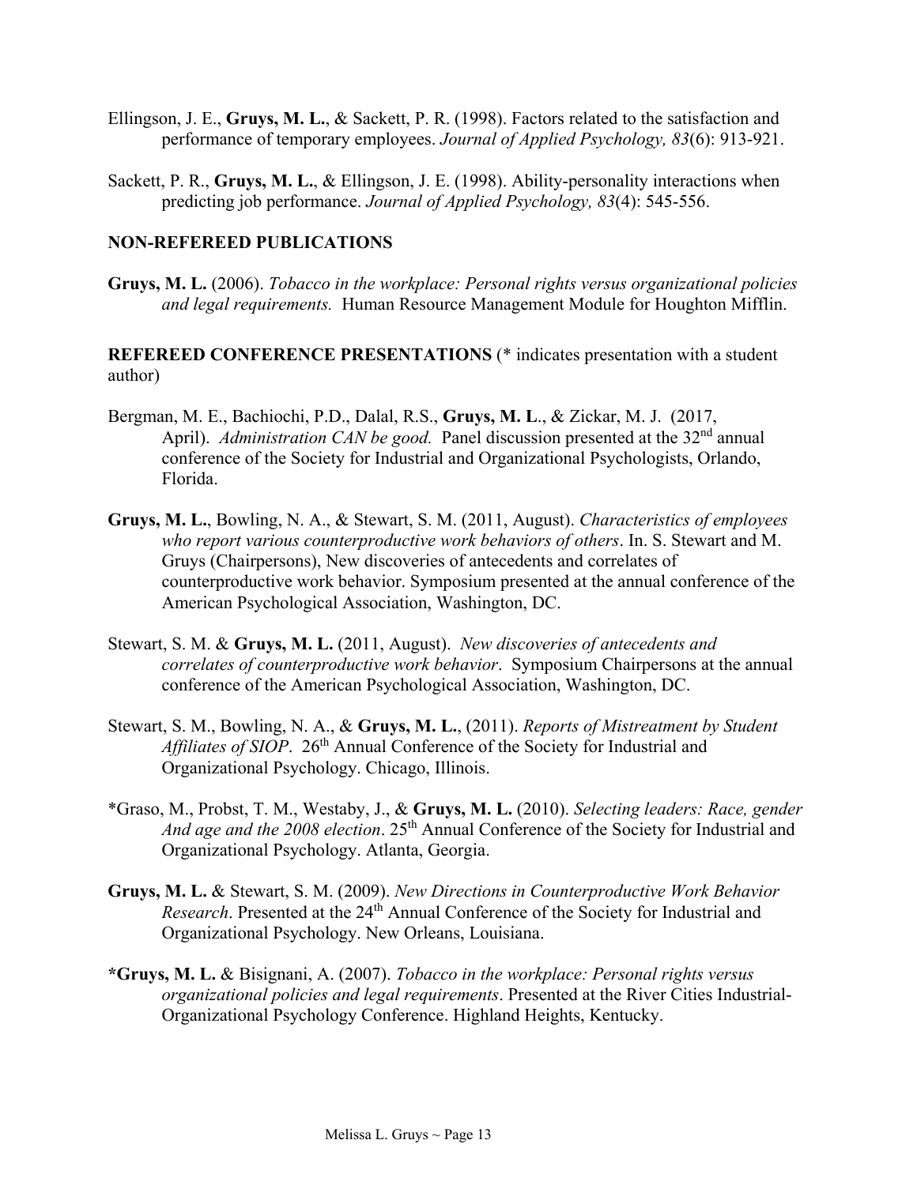Ellingson, J. E., **Gruys, M. L.**, & Sackett, P. R. (1998). Factors related to the satisfaction and performance of temporary employees. *Journal of Applied Psychology, 83*(6): 913-921.

Sackett, P. R., **Gruys, M. L.**, & Ellingson, J. E. (1998). Ability-personality interactions when predicting job performance. *Journal of Applied Psychology, 83*(4): 545-556.

**NON-REFEREED PUBLICATIONS**

**Gruys, M. L.** (2006). *Tobacco in the workplace: Personal rights versus organizational policies and legal requirements.* Human Resource Management Module for Houghton Mifflin.

**REFEREED CONFERENCE PRESENTATIONS** (* indicates presentation with a student author)

Bergman, M. E., Bachiochi, P.D., Dalal, R.S., **Gruys, M. L**., & Zickar, M. J. (2017, April). *Administration CAN be good.* Panel discussion presented at the 32nd annual conference of the Society for Industrial and Organizational Psychologists, Orlando, Florida.

**Gruys, M. L.**, Bowling, N. A., & Stewart, S. M. (2011, August). *Characteristics of employees who report various counterproductive work behaviors of others*. In. S. Stewart and M. Gruys (Chairpersons), New discoveries of antecedents and correlates of counterproductive work behavior. Symposium presented at the annual conference of the American Psychological Association, Washington, DC.

Stewart, S. M. & **Gruys, M. L.** (2011, August). *New discoveries of antecedents and correlates of counterproductive work behavior*. Symposium Chairpersons at the annual conference of the American Psychological Association, Washington, DC.

Stewart, S. M., Bowling, N. A., & **Gruys, M. L.**, (2011). *Reports of Mistreatment by Student Affiliates of SIOP*. 26th Annual Conference of the Society for Industrial and Organizational Psychology. Chicago, Illinois.

*Graso, M., Probst, T. M., Westaby, J., & **Gruys, M. L.** (2010). *Selecting leaders: Race, gender And age and the 2008 election*. 25th Annual Conference of the Society for Industrial and Organizational Psychology. Atlanta, Georgia.

**Gruys, M. L.** & Stewart, S. M. (2009). *New Directions in Counterproductive Work Behavior Research*. Presented at the 24th Annual Conference of the Society for Industrial and Organizational Psychology. New Orleans, Louisiana.

***Gruys, M. L.** & Bisignani, A. (2007). *Tobacco in the workplace: Personal rights versus organizational policies and legal requirements*. Presented at the River Cities Industrial-Organizational Psychology Conference. Highland Heights, Kentucky.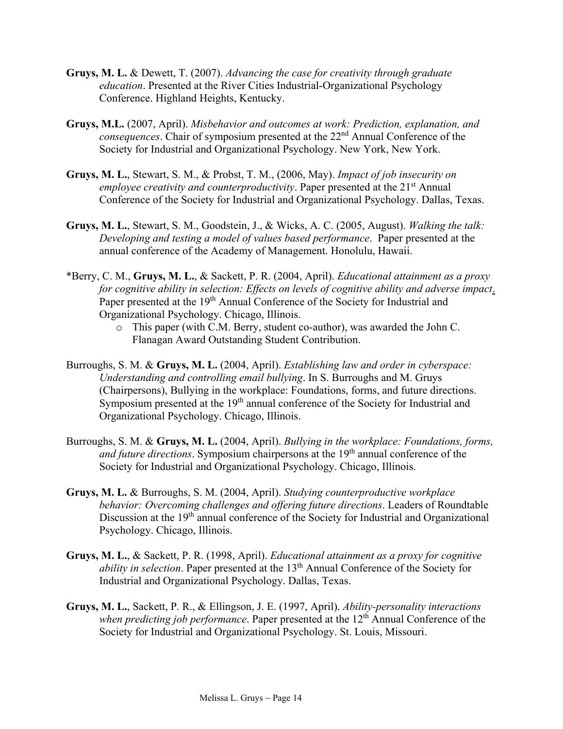**Gruys, M. L.** & Dewett, T. (2007). *Advancing the case for creativity through graduate education*. Presented at the River Cities Industrial-Organizational Psychology Conference. Highland Heights, Kentucky.

**Gruys, M.L.** (2007, April). *Misbehavior and outcomes at work: Prediction, explanation, and consequences*. Chair of symposium presented at the 22nd Annual Conference of the Society for Industrial and Organizational Psychology. New York, New York.

**Gruys, M. L.**, Stewart, S. M., & Probst, T. M., (2006, May). *Impact of job insecurity on employee creativity and counterproductivity*. Paper presented at the 21st Annual Conference of the Society for Industrial and Organizational Psychology. Dallas, Texas.

**Gruys, M. L.**, Stewart, S. M., Goodstein, J., & Wicks, A. C. (2005, August). *Walking the talk: Developing and testing a model of values based performance*. Paper presented at the annual conference of the Academy of Management. Honolulu, Hawaii.

*Berry, C. M., **Gruys, M. L.**, & Sackett, P. R. (2004, April). *Educational attainment as a proxy for cognitive ability in selection: Effects on levels of cognitive ability and adverse impact*. Paper presented at the 19th Annual Conference of the Society for Industrial and Organizational Psychology. Chicago, Illinois.

- This paper (with C.M. Berry, student co-author), was awarded the John C. Flanagan Award Outstanding Student Contribution.

Burroughs, S. M. & **Gruys, M. L.** (2004, April). *Establishing law and order in cyberspace: Understanding and controlling email bullying*. In S. Burroughs and M. Gruys (Chairpersons), Bullying in the workplace: Foundations, forms, and future directions. Symposium presented at the 19th annual conference of the Society for Industrial and Organizational Psychology. Chicago, Illinois.

Burroughs, S. M. & **Gruys, M. L.** (2004, April). *Bullying in the workplace: Foundations, forms, and future directions*. Symposium chairpersons at the 19th annual conference of the Society for Industrial and Organizational Psychology. Chicago, Illinois.

**Gruys, M. L.** & Burroughs, S. M. (2004, April). *Studying counterproductive workplace behavior: Overcoming challenges and offering future directions*. Leaders of Roundtable Discussion at the 19th annual conference of the Society for Industrial and Organizational Psychology. Chicago, Illinois.

**Gruys, M. L.**, & Sackett, P. R. (1998, April). *Educational attainment as a proxy for cognitive ability in selection*. Paper presented at the 13th Annual Conference of the Society for Industrial and Organizational Psychology. Dallas, Texas.

**Gruys, M. L.**, Sackett, P. R., & Ellingson, J. E. (1997, April). *Ability-personality interactions when predicting job performance*. Paper presented at the 12th Annual Conference of the Society for Industrial and Organizational Psychology. St. Louis, Missouri.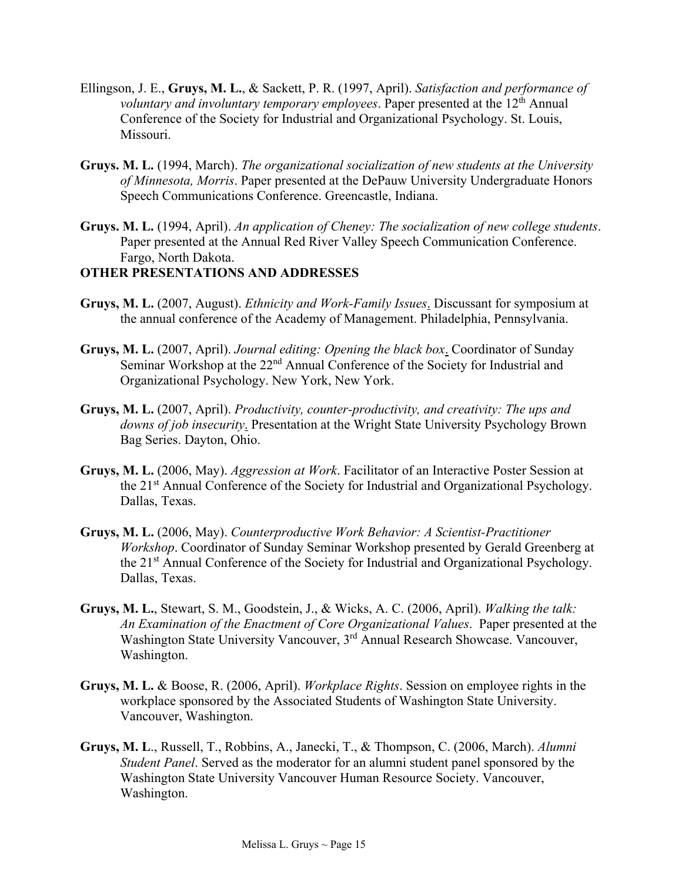Ellingson, J. E., **Gruys, M. L.**, & Sackett, P. R. (1997, April). *Satisfaction and performance of voluntary and involuntary temporary employees*. Paper presented at the 12th Annual Conference of the Society for Industrial and Organizational Psychology. St. Louis, Missouri.

**Gruys. M. L.** (1994, March). *The organizational socialization of new students at the University of Minnesota, Morris*. Paper presented at the DePauw University Undergraduate Honors Speech Communications Conference. Greencastle, Indiana.

**Gruys. M. L.** (1994, April). *An application of Cheney: The socialization of new college students*. Paper presented at the Annual Red River Valley Speech Communication Conference. Fargo, North Dakota.

**OTHER PRESENTATIONS AND ADDRESSES**

**Gruys, M. L.** (2007, August). *Ethnicity and Work-Family Issues*. Discussant for symposium at the annual conference of the Academy of Management. Philadelphia, Pennsylvania.

**Gruys, M. L.** (2007, April). *Journal editing: Opening the black box*. Coordinator of Sunday Seminar Workshop at the 22nd Annual Conference of the Society for Industrial and Organizational Psychology. New York, New York.

**Gruys, M. L.** (2007, April). *Productivity, counter-productivity, and creativity: The ups and downs of job insecurity*. Presentation at the Wright State University Psychology Brown Bag Series. Dayton, Ohio.

**Gruys, M. L.** (2006, May). *Aggression at Work*. Facilitator of an Interactive Poster Session at the 21st Annual Conference of the Society for Industrial and Organizational Psychology. Dallas, Texas.

**Gruys, M. L.** (2006, May). *Counterproductive Work Behavior: A Scientist-Practitioner Workshop*. Coordinator of Sunday Seminar Workshop presented by Gerald Greenberg at the 21st Annual Conference of the Society for Industrial and Organizational Psychology. Dallas, Texas.

**Gruys, M. L.**, Stewart, S. M., Goodstein, J., & Wicks, A. C. (2006, April). *Walking the talk: An Examination of the Enactment of Core Organizational Values*. Paper presented at the Washington State University Vancouver, 3rd Annual Research Showcase. Vancouver, Washington.

**Gruys, M. L.** & Boose, R. (2006, April). *Workplace Rights*. Session on employee rights in the workplace sponsored by the Associated Students of Washington State University. Vancouver, Washington.

**Gruys, M. L**., Russell, T., Robbins, A., Janecki, T., & Thompson, C. (2006, March). *Alumni Student Panel*. Served as the moderator for an alumni student panel sponsored by the Washington State University Vancouver Human Resource Society. Vancouver, Washington.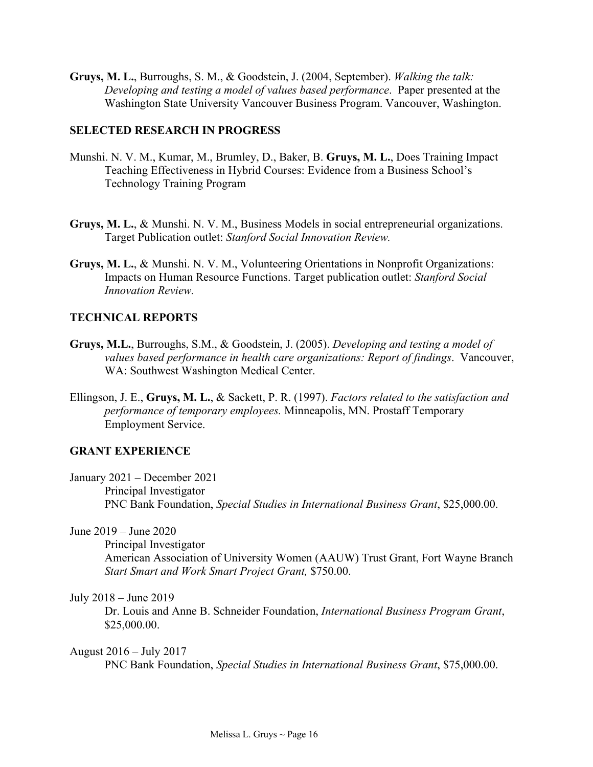**Gruys, M. L.**, Burroughs, S. M., & Goodstein, J. (2004, September). *Walking the talk: Developing and testing a model of values based performance*. Paper presented at the Washington State University Vancouver Business Program. Vancouver, Washington.

## SELECTED RESEARCH IN PROGRESS

Munshi. N. V. M., Kumar, M., Brumley, D., Baker, B. **Gruys, M. L.**, Does Training Impact Teaching Effectiveness in Hybrid Courses: Evidence from a Business School's Technology Training Program

**Gruys, M. L.**, & Munshi. N. V. M., Business Models in social entrepreneurial organizations. Target Publication outlet: *Stanford Social Innovation Review.*

**Gruys, M. L.**, & Munshi. N. V. M., Volunteering Orientations in Nonprofit Organizations: Impacts on Human Resource Functions. Target publication outlet: *Stanford Social Innovation Review.*

## TECHNICAL REPORTS

**Gruys, M.L.**, Burroughs, S.M., & Goodstein, J. (2005). *Developing and testing a model of values based performance in health care organizations: Report of findings*. Vancouver, WA: Southwest Washington Medical Center.

Ellingson, J. E., **Gruys, M. L.**, & Sackett, P. R. (1997). *Factors related to the satisfaction and performance of temporary employees.* Minneapolis, MN. Prostaff Temporary Employment Service.

## GRANT EXPERIENCE

January 2021 – December 2021
Principal Investigator
PNC Bank Foundation, *Special Studies in International Business Grant*, $25,000.00.

June 2019 – June 2020
Principal Investigator
American Association of University Women (AAUW) Trust Grant, Fort Wayne Branch
*Start Smart and Work Smart Project Grant,* $750.00.

July 2018 – June 2019
Dr. Louis and Anne B. Schneider Foundation, *International Business Program Grant*, $25,000.00.

August 2016 – July 2017
PNC Bank Foundation, *Special Studies in International Business Grant*, $75,000.00.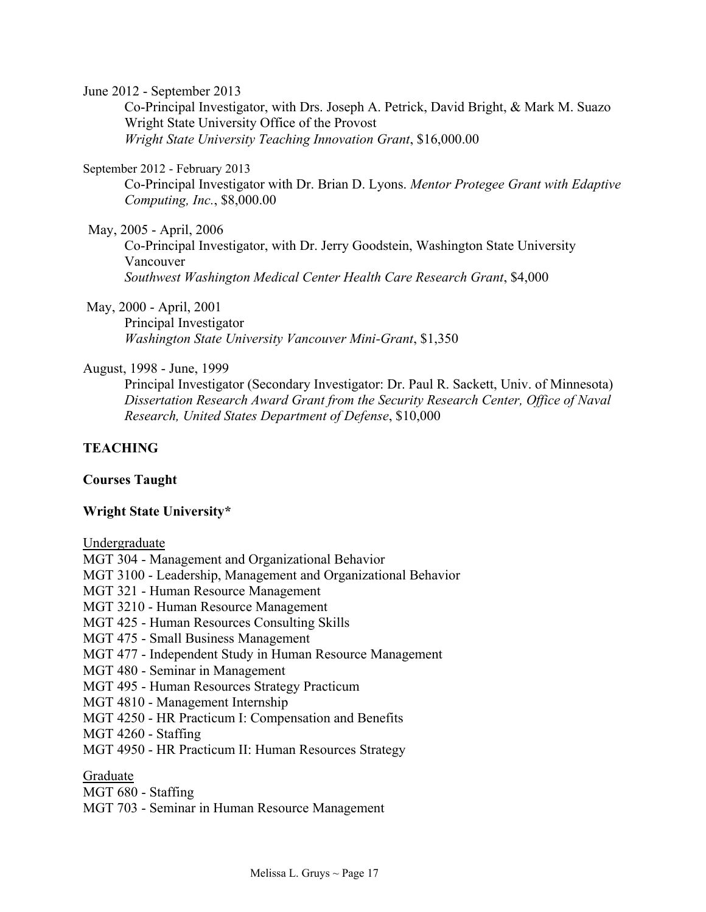June 2012 - September 2013

Co-Principal Investigator, with Drs. Joseph A. Petrick, David Bright, & Mark M. Suazo
Wright State University Office of the Provost
*Wright State University Teaching Innovation Grant*, $16,000.00

September 2012 - February 2013

Co-Principal Investigator with Dr. Brian D. Lyons. *Mentor Protegee Grant with Edaptive Computing, Inc.*, $8,000.00

May, 2005 - April, 2006

Co-Principal Investigator, with Dr. Jerry Goodstein, Washington State University Vancouver
*Southwest Washington Medical Center Health Care Research Grant*, $4,000

May, 2000 - April, 2001

Principal Investigator
*Washington State University Vancouver Mini-Grant*, $1,350

August, 1998 - June, 1999

Principal Investigator (Secondary Investigator: Dr. Paul R. Sackett, Univ. of Minnesota)
*Dissertation Research Award Grant from the Security Research Center, Office of Naval Research, United States Department of Defense*, $10,000

## TEACHING

### Courses Taught

### Wright State University*

Undergraduate

MGT 304 - Management and Organizational Behavior
MGT 3100 - Leadership, Management and Organizational Behavior
MGT 321 - Human Resource Management
MGT 3210 - Human Resource Management
MGT 425 - Human Resources Consulting Skills
MGT 475 - Small Business Management
MGT 477 - Independent Study in Human Resource Management
MGT 480 - Seminar in Management
MGT 495 - Human Resources Strategy Practicum
MGT 4810 - Management Internship
MGT 4250 - HR Practicum I: Compensation and Benefits
MGT 4260 - Staffing
MGT 4950 - HR Practicum II: Human Resources Strategy

Graduate

MGT 680 - Staffing
MGT 703 - Seminar in Human Resource Management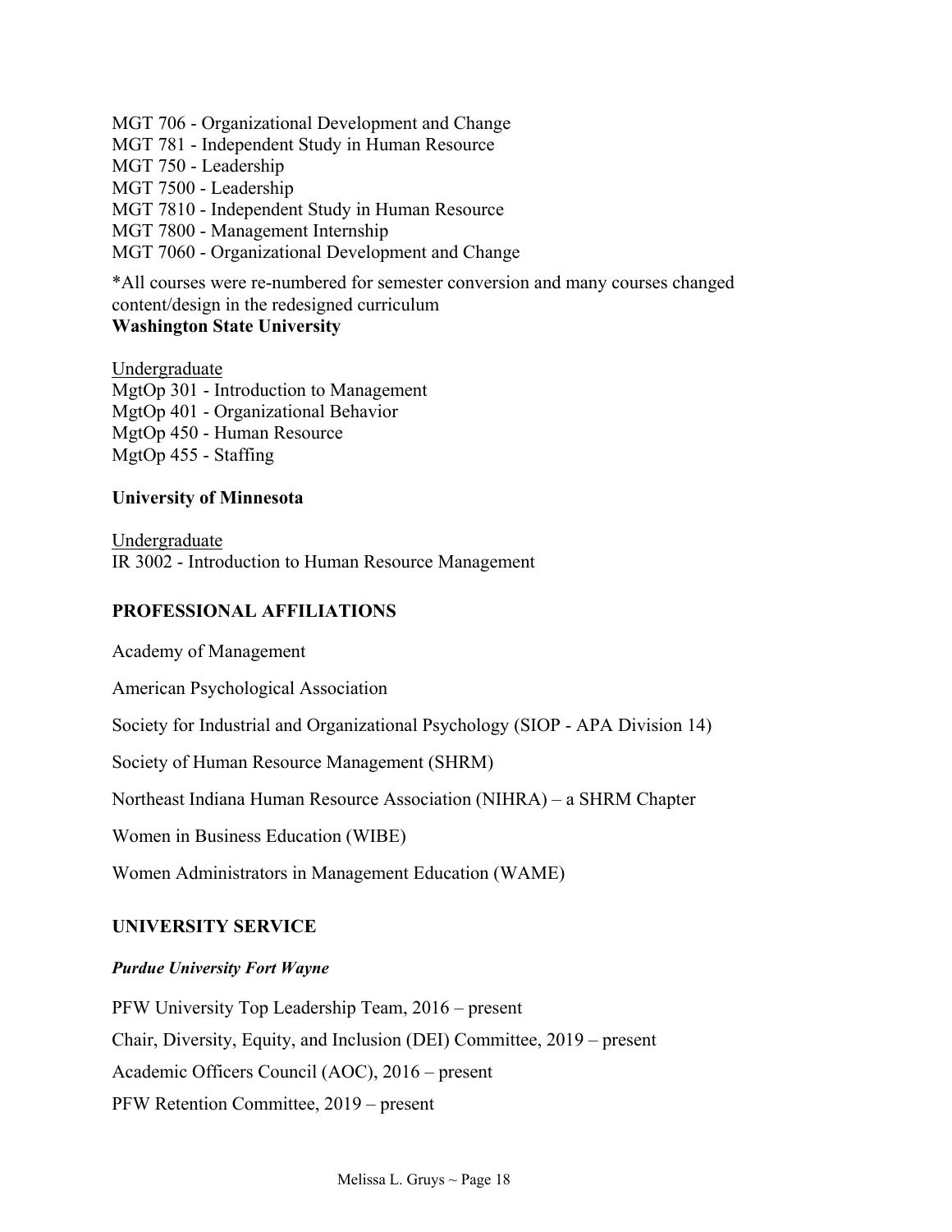MGT 706 - Organizational Development and Change
MGT 781 - Independent Study in Human Resource
MGT 750 - Leadership
MGT 7500 - Leadership
MGT 7810 - Independent Study in Human Resource
MGT 7800 - Management Internship
MGT 7060 - Organizational Development and Change

*All courses were re-numbered for semester conversion and many courses changed content/design in the redesigned curriculum

**Washington State University**

Undergraduate
MgtOp 301 - Introduction to Management
MgtOp 401 - Organizational Behavior
MgtOp 450 - Human Resource
MgtOp 455 - Staffing

**University of Minnesota**

Undergraduate
IR 3002 - Introduction to Human Resource Management

## PROFESSIONAL AFFILIATIONS

Academy of Management

American Psychological Association

Society for Industrial and Organizational Psychology (SIOP - APA Division 14)

Society of Human Resource Management (SHRM)

Northeast Indiana Human Resource Association (NIHRA) – a SHRM Chapter

Women in Business Education (WIBE)

Women Administrators in Management Education (WAME)

## UNIVERSITY SERVICE

***Purdue University Fort Wayne***

PFW University Top Leadership Team, 2016 – present

Chair, Diversity, Equity, and Inclusion (DEI) Committee, 2019 – present

Academic Officers Council (AOC), 2016 – present

PFW Retention Committee, 2019 – present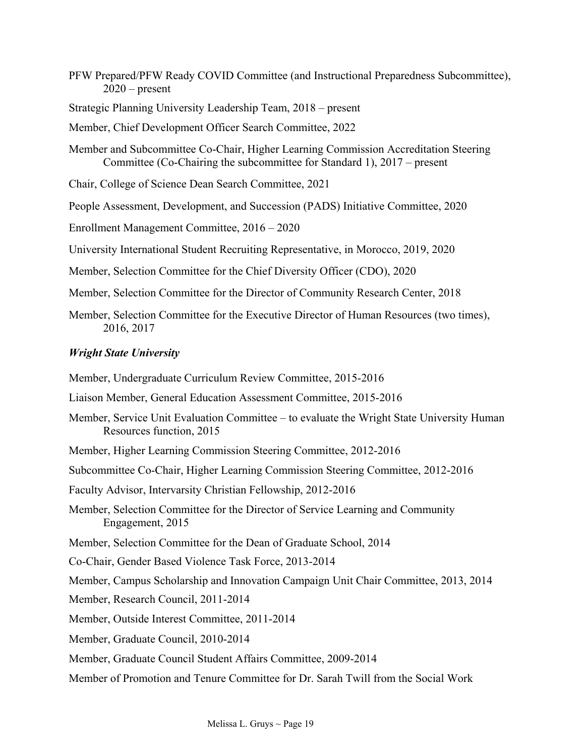PFW Prepared/PFW Ready COVID Committee (and Instructional Preparedness Subcommittee), 2020 – present

Strategic Planning University Leadership Team, 2018 – present

Member, Chief Development Officer Search Committee, 2022

Member and Subcommittee Co-Chair, Higher Learning Commission Accreditation Steering Committee (Co-Chairing the subcommittee for Standard 1), 2017 – present

Chair, College of Science Dean Search Committee, 2021

People Assessment, Development, and Succession (PADS) Initiative Committee, 2020

Enrollment Management Committee, 2016 – 2020

University International Student Recruiting Representative, in Morocco, 2019, 2020

Member, Selection Committee for the Chief Diversity Officer (CDO), 2020

Member, Selection Committee for the Director of Community Research Center, 2018

Member, Selection Committee for the Executive Director of Human Resources (two times), 2016, 2017

### *Wright State University*

Member, Undergraduate Curriculum Review Committee, 2015-2016

Liaison Member, General Education Assessment Committee, 2015-2016

Member, Service Unit Evaluation Committee – to evaluate the Wright State University Human Resources function, 2015

Member, Higher Learning Commission Steering Committee, 2012-2016

Subcommittee Co-Chair, Higher Learning Commission Steering Committee, 2012-2016

Faculty Advisor, Intervarsity Christian Fellowship, 2012-2016

Member, Selection Committee for the Director of Service Learning and Community Engagement, 2015

Member, Selection Committee for the Dean of Graduate School, 2014

Co-Chair, Gender Based Violence Task Force, 2013-2014

Member, Campus Scholarship and Innovation Campaign Unit Chair Committee, 2013, 2014

Member, Research Council, 2011-2014

Member, Outside Interest Committee, 2011-2014

Member, Graduate Council, 2010-2014

Member, Graduate Council Student Affairs Committee, 2009-2014

Member of Promotion and Tenure Committee for Dr. Sarah Twill from the Social Work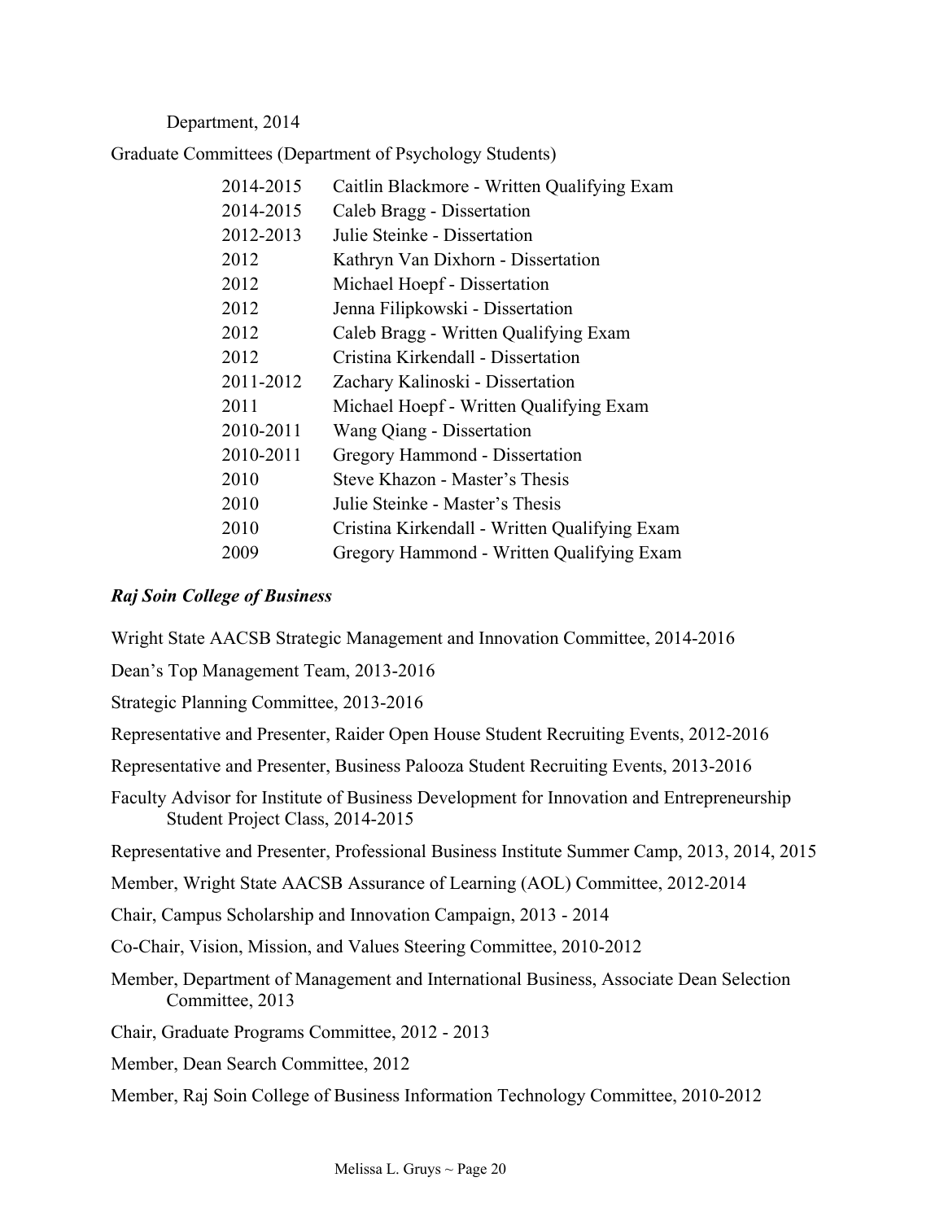Department, 2014

Graduate Committees (Department of Psychology Students)

| | |
|---|---|
| 2014-2015 | Caitlin Blackmore - Written Qualifying Exam |
| 2014-2015 | Caleb Bragg - Dissertation |
| 2012-2013 | Julie Steinke - Dissertation |
| 2012 | Kathryn Van Dixhorn - Dissertation |
| 2012 | Michael Hoepf - Dissertation |
| 2012 | Jenna Filipkowski - Dissertation |
| 2012 | Caleb Bragg - Written Qualifying Exam |
| 2012 | Cristina Kirkendall - Dissertation |
| 2011-2012 | Zachary Kalinoski - Dissertation |
| 2011 | Michael Hoepf - Written Qualifying Exam |
| 2010-2011 | Wang Qiang - Dissertation |
| 2010-2011 | Gregory Hammond - Dissertation |
| 2010 | Steve Khazon - Master's Thesis |
| 2010 | Julie Steinke - Master's Thesis |
| 2010 | Cristina Kirkendall - Written Qualifying Exam |
| 2009 | Gregory Hammond - Written Qualifying Exam |

***Raj Soin College of Business***

Wright State AACSB Strategic Management and Innovation Committee, 2014-2016

Dean's Top Management Team, 2013-2016

Strategic Planning Committee, 2013-2016

Representative and Presenter, Raider Open House Student Recruiting Events, 2012-2016

Representative and Presenter, Business Palooza Student Recruiting Events, 2013-2016

Faculty Advisor for Institute of Business Development for Innovation and Entrepreneurship Student Project Class, 2014-2015

Representative and Presenter, Professional Business Institute Summer Camp, 2013, 2014, 2015

Member, Wright State AACSB Assurance of Learning (AOL) Committee, 2012-2014

Chair, Campus Scholarship and Innovation Campaign, 2013 - 2014

Co-Chair, Vision, Mission, and Values Steering Committee, 2010-2012

Member, Department of Management and International Business, Associate Dean Selection Committee, 2013

Chair, Graduate Programs Committee, 2012 - 2013

Member, Dean Search Committee, 2012

Member, Raj Soin College of Business Information Technology Committee, 2010-2012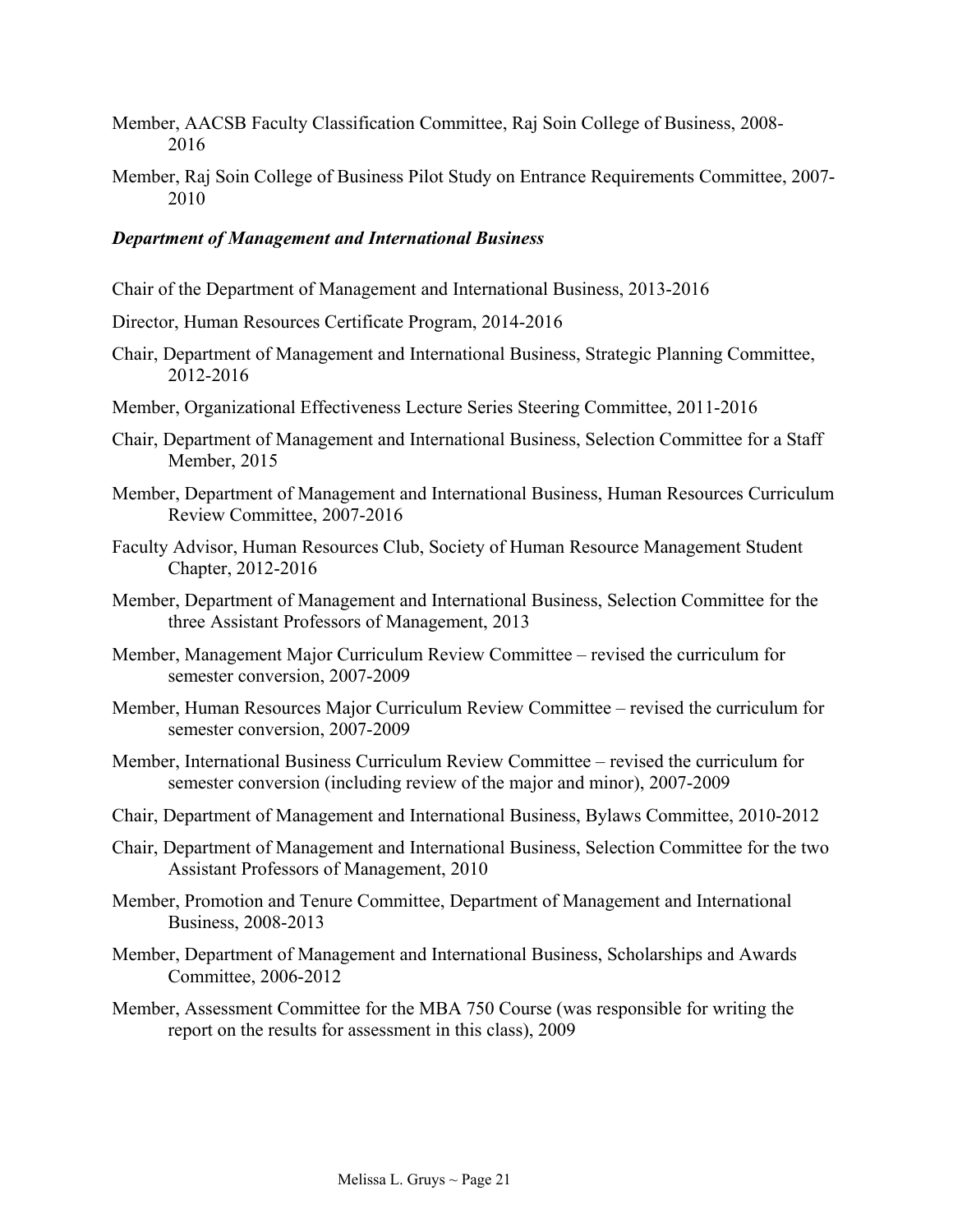Member, AACSB Faculty Classification Committee, Raj Soin College of Business, 2008-2016

Member, Raj Soin College of Business Pilot Study on Entrance Requirements Committee, 2007-2010

***Department of Management and International Business***

Chair of the Department of Management and International Business, 2013-2016

Director, Human Resources Certificate Program, 2014-2016

Chair, Department of Management and International Business, Strategic Planning Committee, 2012-2016

Member, Organizational Effectiveness Lecture Series Steering Committee, 2011-2016

Chair, Department of Management and International Business, Selection Committee for a Staff Member, 2015

Member, Department of Management and International Business, Human Resources Curriculum Review Committee, 2007-2016

Faculty Advisor, Human Resources Club, Society of Human Resource Management Student Chapter, 2012-2016

Member, Department of Management and International Business, Selection Committee for the three Assistant Professors of Management, 2013

Member, Management Major Curriculum Review Committee – revised the curriculum for semester conversion, 2007-2009

Member, Human Resources Major Curriculum Review Committee – revised the curriculum for semester conversion, 2007-2009

Member, International Business Curriculum Review Committee – revised the curriculum for semester conversion (including review of the major and minor), 2007-2009

Chair, Department of Management and International Business, Bylaws Committee, 2010-2012

Chair, Department of Management and International Business, Selection Committee for the two Assistant Professors of Management, 2010

Member, Promotion and Tenure Committee, Department of Management and International Business, 2008-2013

Member, Department of Management and International Business, Scholarships and Awards Committee, 2006-2012

Member, Assessment Committee for the MBA 750 Course (was responsible for writing the report on the results for assessment in this class), 2009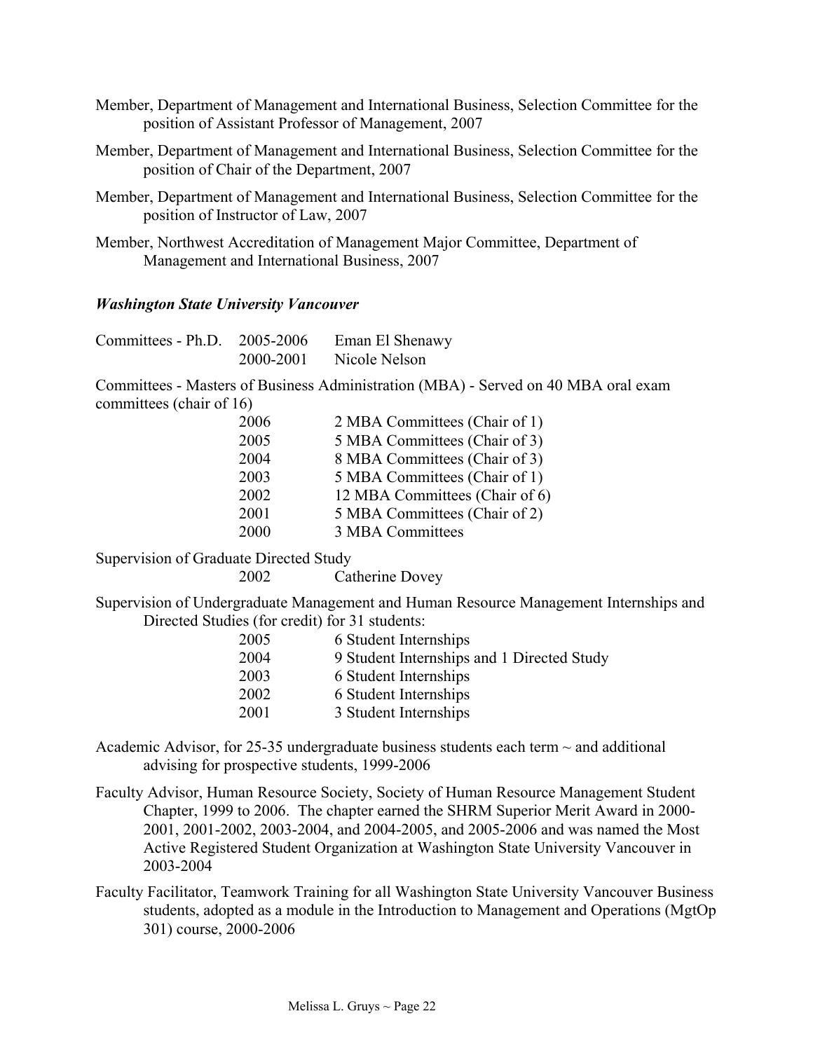Member, Department of Management and International Business, Selection Committee for the position of Assistant Professor of Management, 2007

Member, Department of Management and International Business, Selection Committee for the position of Chair of the Department, 2007

Member, Department of Management and International Business, Selection Committee for the position of Instructor of Law, 2007

Member, Northwest Accreditation of Management Major Committee, Department of Management and International Business, 2007

### *Washington State University Vancouver*

| Committees - Ph.D. | 2005-2006 | Eman El Shenawy |
|---|---|---|
| | 2000-2001 | Nicole Nelson |

Committees - Masters of Business Administration (MBA) - Served on 40 MBA oral exam committees (chair of 16)

| | |
|---|---|
| 2006 | 2 MBA Committees (Chair of 1) |
| 2005 | 5 MBA Committees (Chair of 3) |
| 2004 | 8 MBA Committees (Chair of 3) |
| 2003 | 5 MBA Committees (Chair of 1) |
| 2002 | 12 MBA Committees (Chair of 6) |
| 2001 | 5 MBA Committees (Chair of 2) |
| 2000 | 3 MBA Committees |

Supervision of Graduate Directed Study

| | |
|---|---|
| 2002 | Catherine Dovey |

Supervision of Undergraduate Management and Human Resource Management Internships and Directed Studies (for credit) for 31 students:

| | |
|---|---|
| 2005 | 6 Student Internships |
| 2004 | 9 Student Internships and 1 Directed Study |
| 2003 | 6 Student Internships |
| 2002 | 6 Student Internships |
| 2001 | 3 Student Internships |

Academic Advisor, for 25-35 undergraduate business students each term ~ and additional advising for prospective students, 1999-2006

Faculty Advisor, Human Resource Society, Society of Human Resource Management Student Chapter, 1999 to 2006. The chapter earned the SHRM Superior Merit Award in 2000-2001, 2001-2002, 2003-2004, and 2004-2005, and 2005-2006 and was named the Most Active Registered Student Organization at Washington State University Vancouver in 2003-2004

Faculty Facilitator, Teamwork Training for all Washington State University Vancouver Business students, adopted as a module in the Introduction to Management and Operations (MgtOp 301) course, 2000-2006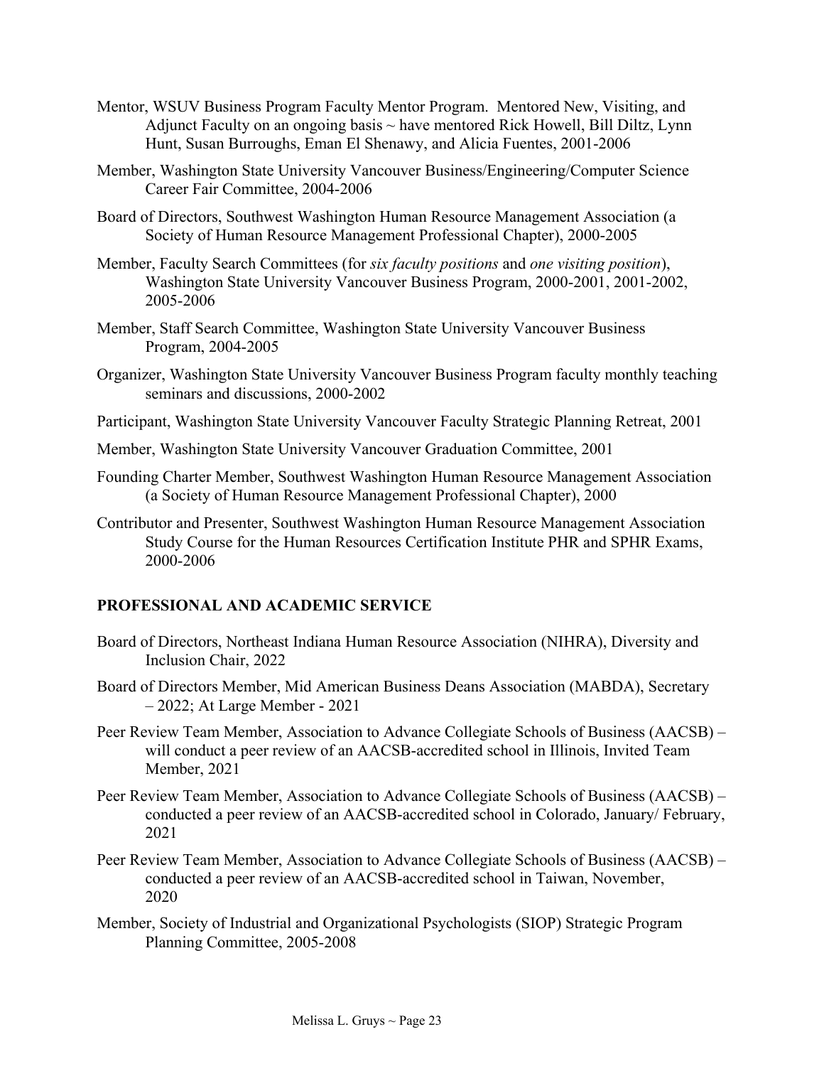Mentor, WSUV Business Program Faculty Mentor Program. Mentored New, Visiting, and Adjunct Faculty on an ongoing basis ~ have mentored Rick Howell, Bill Diltz, Lynn Hunt, Susan Burroughs, Eman El Shenawy, and Alicia Fuentes, 2001-2006

Member, Washington State University Vancouver Business/Engineering/Computer Science Career Fair Committee, 2004-2006

Board of Directors, Southwest Washington Human Resource Management Association (a Society of Human Resource Management Professional Chapter), 2000-2005

Member, Faculty Search Committees (for *six faculty positions* and *one visiting position*), Washington State University Vancouver Business Program, 2000-2001, 2001-2002, 2005-2006

Member, Staff Search Committee, Washington State University Vancouver Business Program, 2004-2005

Organizer, Washington State University Vancouver Business Program faculty monthly teaching seminars and discussions, 2000-2002

Participant, Washington State University Vancouver Faculty Strategic Planning Retreat, 2001

Member, Washington State University Vancouver Graduation Committee, 2001

Founding Charter Member, Southwest Washington Human Resource Management Association (a Society of Human Resource Management Professional Chapter), 2000

Contributor and Presenter, Southwest Washington Human Resource Management Association Study Course for the Human Resources Certification Institute PHR and SPHR Exams, 2000-2006

## PROFESSIONAL AND ACADEMIC SERVICE

Board of Directors, Northeast Indiana Human Resource Association (NIHRA), Diversity and Inclusion Chair, 2022

Board of Directors Member, Mid American Business Deans Association (MABDA), Secretary – 2022; At Large Member - 2021

Peer Review Team Member, Association to Advance Collegiate Schools of Business (AACSB) – will conduct a peer review of an AACSB-accredited school in Illinois, Invited Team Member, 2021

Peer Review Team Member, Association to Advance Collegiate Schools of Business (AACSB) – conducted a peer review of an AACSB-accredited school in Colorado, January/ February, 2021

Peer Review Team Member, Association to Advance Collegiate Schools of Business (AACSB) – conducted a peer review of an AACSB-accredited school in Taiwan, November, 2020

Member, Society of Industrial and Organizational Psychologists (SIOP) Strategic Program Planning Committee, 2005-2008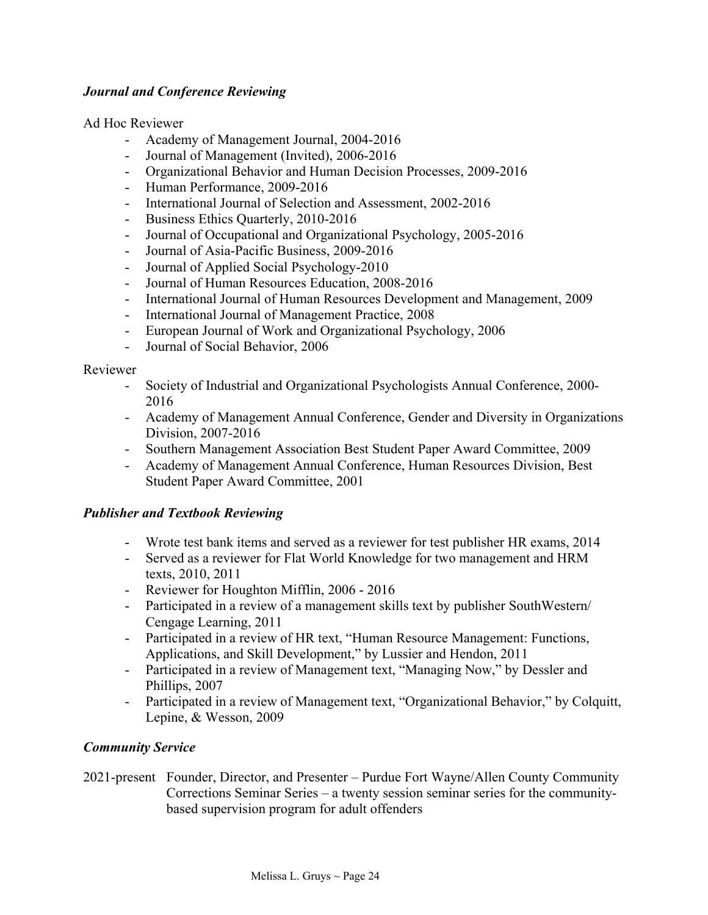### *Journal and Conference Reviewing*

Ad Hoc Reviewer

- Academy of Management Journal, 2004-2016
- Journal of Management (Invited), 2006-2016
- Organizational Behavior and Human Decision Processes, 2009-2016
- Human Performance, 2009-2016
- International Journal of Selection and Assessment, 2002-2016
- Business Ethics Quarterly, 2010-2016
- Journal of Occupational and Organizational Psychology, 2005-2016
- Journal of Asia-Pacific Business, 2009-2016
- Journal of Applied Social Psychology-2010
- Journal of Human Resources Education, 2008-2016
- International Journal of Human Resources Development and Management, 2009
- International Journal of Management Practice, 2008
- European Journal of Work and Organizational Psychology, 2006
- Journal of Social Behavior, 2006

Reviewer

- Society of Industrial and Organizational Psychologists Annual Conference, 2000-2016
- Academy of Management Annual Conference, Gender and Diversity in Organizations Division, 2007-2016
- Southern Management Association Best Student Paper Award Committee, 2009
- Academy of Management Annual Conference, Human Resources Division, Best Student Paper Award Committee, 2001

### *Publisher and Textbook Reviewing*

- Wrote test bank items and served as a reviewer for test publisher HR exams, 2014
- Served as a reviewer for Flat World Knowledge for two management and HRM texts, 2010, 2011
- Reviewer for Houghton Mifflin, 2006 - 2016
- Participated in a review of a management skills text by publisher SouthWestern/ Cengage Learning, 2011
- Participated in a review of HR text, "Human Resource Management: Functions, Applications, and Skill Development," by Lussier and Hendon, 2011
- Participated in a review of Management text, "Managing Now," by Dessler and Phillips, 2007
- Participated in a review of Management text, "Organizational Behavior," by Colquitt, Lepine, & Wesson, 2009

### *Community Service*

2021-present Founder, Director, and Presenter – Purdue Fort Wayne/Allen County Community Corrections Seminar Series – a twenty session seminar series for the community-based supervision program for adult offenders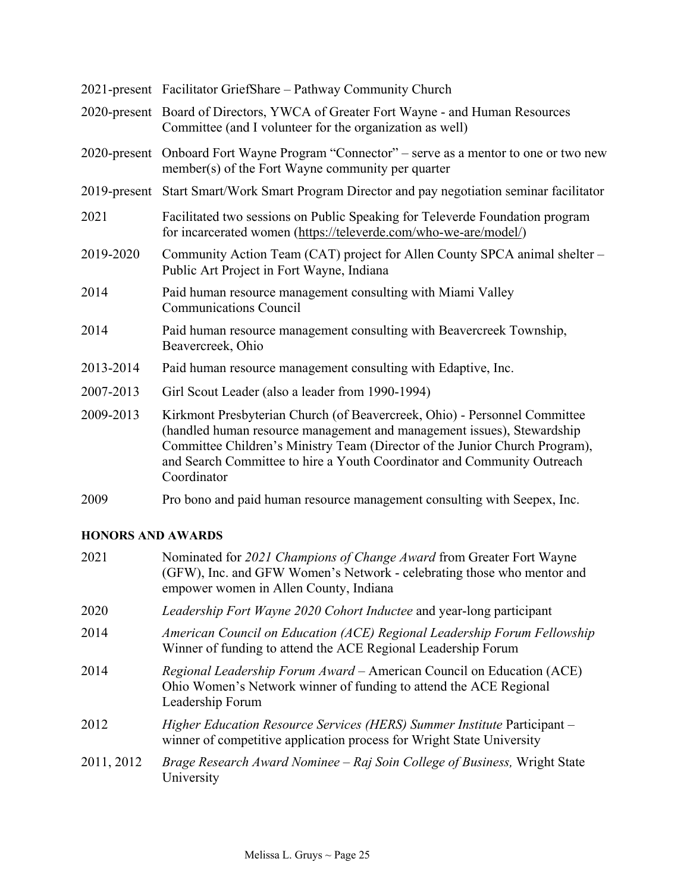| | |
|---|---|
| 2021-present | Facilitator GriefShare – Pathway Community Church |
| 2020-present | Board of Directors, YWCA of Greater Fort Wayne - and Human Resources Committee (and I volunteer for the organization as well) |
| 2020-present | Onboard Fort Wayne Program "Connector" – serve as a mentor to one or two new member(s) of the Fort Wayne community per quarter |
| 2019-present | Start Smart/Work Smart Program Director and pay negotiation seminar facilitator |
| 2021 | Facilitated two sessions on Public Speaking for Televerde Foundation program for incarcerated women (https://televerde.com/who-we-are/model/) |
| 2019-2020 | Community Action Team (CAT) project for Allen County SPCA animal shelter – Public Art Project in Fort Wayne, Indiana |
| 2014 | Paid human resource management consulting with Miami Valley Communications Council |
| 2014 | Paid human resource management consulting with Beavercreek Township, Beavercreek, Ohio |
| 2013-2014 | Paid human resource management consulting with Edaptive, Inc. |
| 2007-2013 | Girl Scout Leader (also a leader from 1990-1994) |
| 2009-2013 | Kirkmont Presbyterian Church (of Beavercreek, Ohio) - Personnel Committee (handled human resource management and management issues), Stewardship Committee Children's Ministry Team (Director of the Junior Church Program), and Search Committee to hire a Youth Coordinator and Community Outreach Coordinator |
| 2009 | Pro bono and paid human resource management consulting with Seepex, Inc. |

**HONORS AND AWARDS**

| | |
|---|---|
| 2021 | Nominated for *2021 Champions of Change Award* from Greater Fort Wayne (GFW), Inc. and GFW Women's Network - celebrating those who mentor and empower women in Allen County, Indiana |
| 2020 | *Leadership Fort Wayne 2020 Cohort Inductee* and year-long participant |
| 2014 | *American Council on Education (ACE) Regional Leadership Forum Fellowship* Winner of funding to attend the ACE Regional Leadership Forum |
| 2014 | *Regional Leadership Forum Award* – American Council on Education (ACE) Ohio Women's Network winner of funding to attend the ACE Regional Leadership Forum |
| 2012 | *Higher Education Resource Services (HERS) Summer Institute* Participant – winner of competitive application process for Wright State University |
| 2011, 2012 | *Brage Research Award Nominee – Raj Soin College of Business,* Wright State University |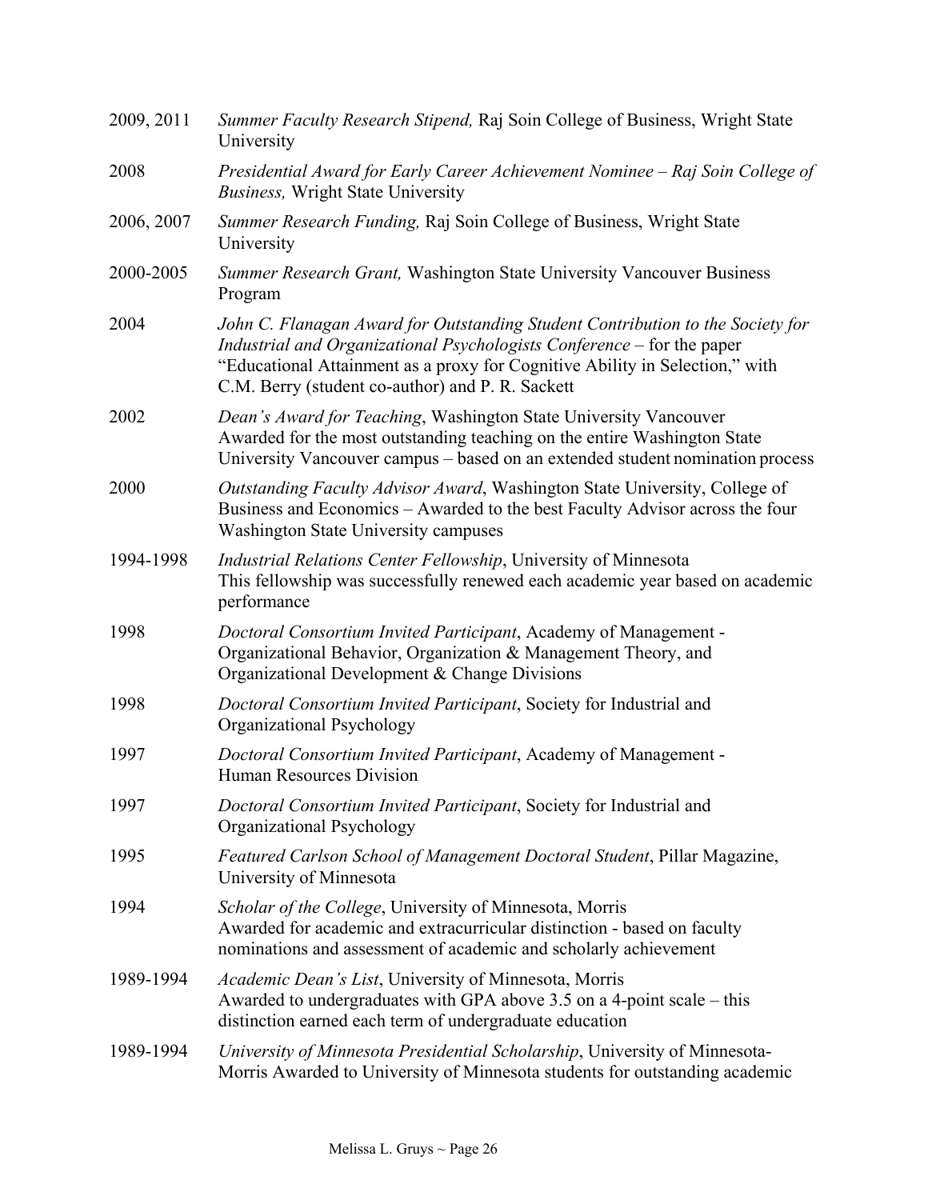| | |
|---|---|
| 2009, 2011 | *Summer Faculty Research Stipend,* Raj Soin College of Business, Wright State University |
| 2008 | *Presidential Award for Early Career Achievement Nominee – Raj Soin College of Business,* Wright State University |
| 2006, 2007 | *Summer Research Funding,* Raj Soin College of Business, Wright State University |
| 2000-2005 | *Summer Research Grant,* Washington State University Vancouver Business Program |
| 2004 | *John C. Flanagan Award for Outstanding Student Contribution to the Society for Industrial and Organizational Psychologists Conference* – for the paper "Educational Attainment as a proxy for Cognitive Ability in Selection," with C.M. Berry (student co-author) and P. R. Sackett |
| 2002 | *Dean's Award for Teaching*, Washington State University Vancouver<br>Awarded for the most outstanding teaching on the entire Washington State University Vancouver campus – based on an extended student nomination process |
| 2000 | *Outstanding Faculty Advisor Award*, Washington State University, College of Business and Economics – Awarded to the best Faculty Advisor across the four Washington State University campuses |
| 1994-1998 | *Industrial Relations Center Fellowship*, University of Minnesota<br>This fellowship was successfully renewed each academic year based on academic performance |
| 1998 | *Doctoral Consortium Invited Participant*, Academy of Management - Organizational Behavior, Organization & Management Theory, and Organizational Development & Change Divisions |
| 1998 | *Doctoral Consortium Invited Participant*, Society for Industrial and Organizational Psychology |
| 1997 | *Doctoral Consortium Invited Participant*, Academy of Management - Human Resources Division |
| 1997 | *Doctoral Consortium Invited Participant*, Society for Industrial and Organizational Psychology |
| 1995 | *Featured Carlson School of Management Doctoral Student*, Pillar Magazine, University of Minnesota |
| 1994 | *Scholar of the College*, University of Minnesota, Morris<br>Awarded for academic and extracurricular distinction - based on faculty nominations and assessment of academic and scholarly achievement |
| 1989-1994 | *Academic Dean's List*, University of Minnesota, Morris<br>Awarded to undergraduates with GPA above 3.5 on a 4-point scale – this distinction earned each term of undergraduate education |
| 1989-1994 | *University of Minnesota Presidential Scholarship*, University of Minnesota-Morris Awarded to University of Minnesota students for outstanding academic |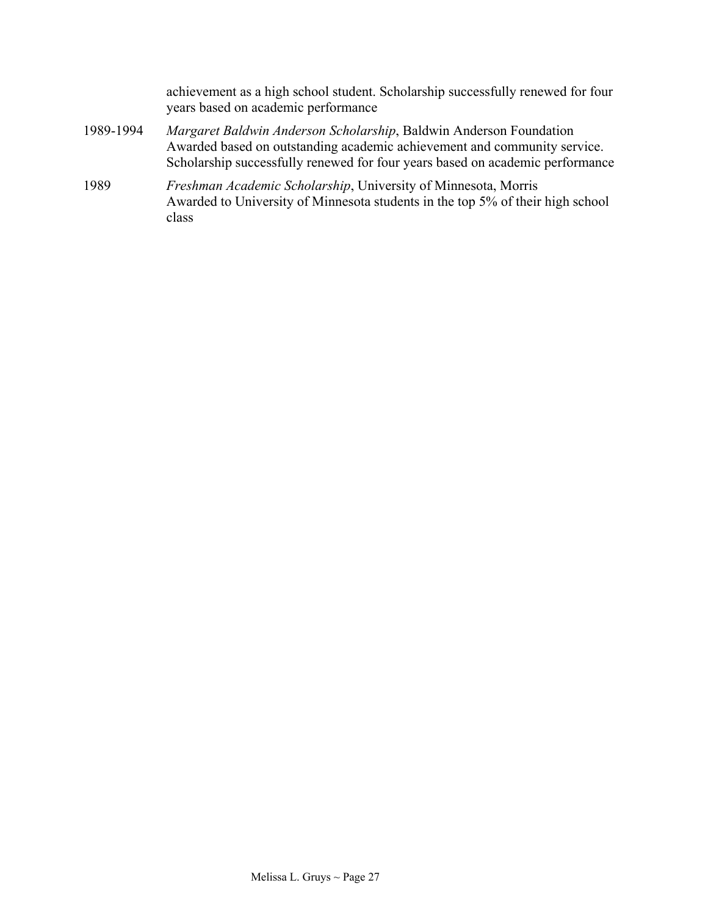achievement as a high school student. Scholarship successfully renewed for four years based on academic performance

1989-1994 *Margaret Baldwin Anderson Scholarship*, Baldwin Anderson Foundation
Awarded based on outstanding academic achievement and community service. Scholarship successfully renewed for four years based on academic performance

1989 *Freshman Academic Scholarship*, University of Minnesota, Morris
Awarded to University of Minnesota students in the top 5% of their high school class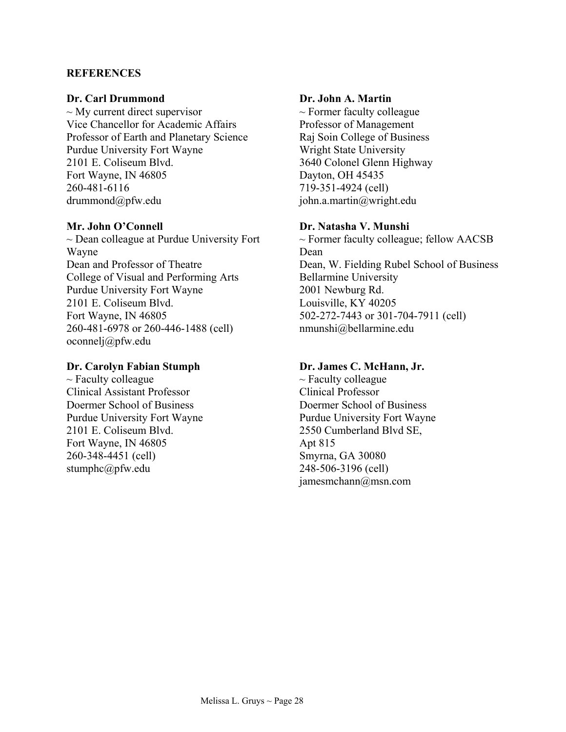## REFERENCES

**Dr. Carl Drummond**
~ My current direct supervisor
Vice Chancellor for Academic Affairs
Professor of Earth and Planetary Science
Purdue University Fort Wayne
2101 E. Coliseum Blvd.
Fort Wayne, IN 46805
260-481-6116
drummond@pfw.edu

**Mr. John O'Connell**
~ Dean colleague at Purdue University Fort Wayne
Dean and Professor of Theatre
College of Visual and Performing Arts
Purdue University Fort Wayne
2101 E. Coliseum Blvd.
Fort Wayne, IN 46805
260-481-6978 or 260-446-1488 (cell)
oconnelj@pfw.edu

**Dr. Carolyn Fabian Stumph**
~ Faculty colleague
Clinical Assistant Professor
Doermer School of Business
Purdue University Fort Wayne
2101 E. Coliseum Blvd.
Fort Wayne, IN 46805
260-348-4451 (cell)
stumphc@pfw.edu

**Dr. John A. Martin**
~ Former faculty colleague
Professor of Management
Raj Soin College of Business
Wright State University
3640 Colonel Glenn Highway
Dayton, OH 45435
719-351-4924 (cell)
john.a.martin@wright.edu

**Dr. Natasha V. Munshi**
~ Former faculty colleague; fellow AACSB Dean
Dean, W. Fielding Rubel School of Business
Bellarmine University
2001 Newburg Rd.
Louisville, KY 40205
502-272-7443 or 301-704-7911 (cell)
nmunshi@bellarmine.edu

**Dr. James C. McHann, Jr.**
~ Faculty colleague
Clinical Professor
Doermer School of Business
Purdue University Fort Wayne
2550 Cumberland Blvd SE,
Apt 815
Smyrna, GA 30080
248-506-3196 (cell)
jamesmchann@msn.com